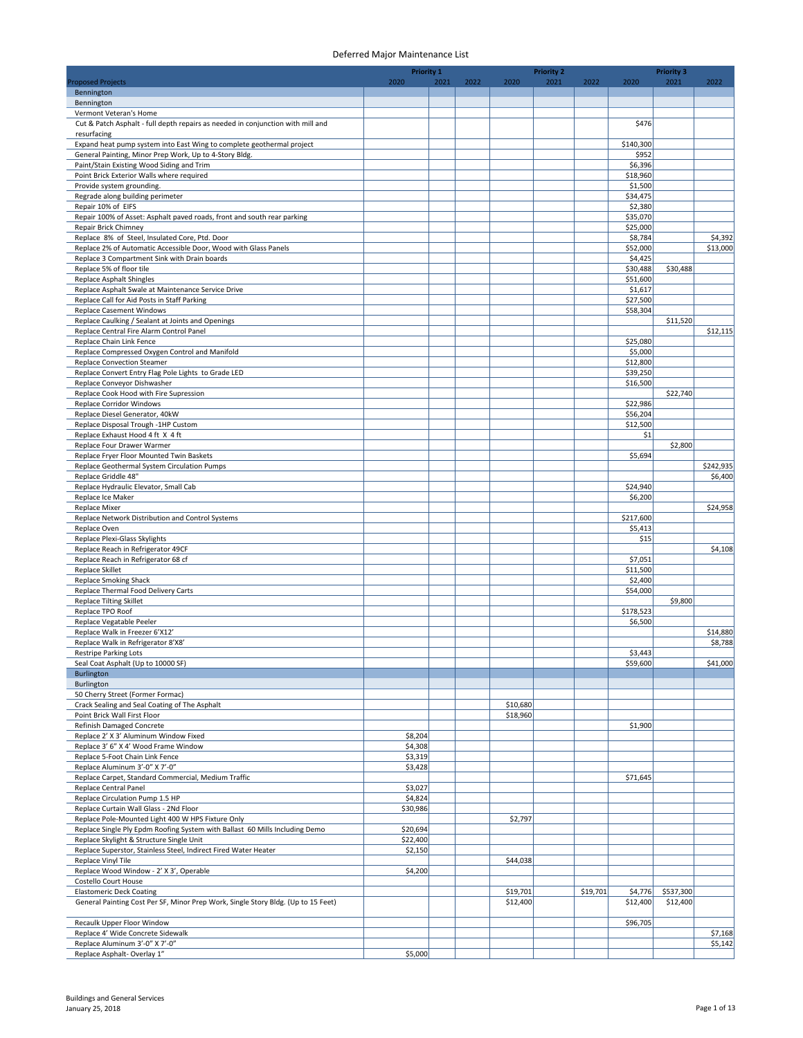# Deferred Major Maintenance List

| Proposed Projects | Priority 1 2020 | Priority 1 2021 | Priority 1 2022 | Priority 2 2020 | Priority 2 2021 | Priority 2 2022 | Priority 3 2020 | Priority 3 2021 | Priority 3 2022 |
|---|---|---|---|---|---|---|---|---|---|
| Bennington | | | | | | | | | |
| Bennington | | | | | | | | | |
| Vermont Veteran's Home | | | | | | | | | |
| Cut & Patch Asphalt - full depth repairs as needed in conjunction with mill and resurfacing | | | | | | | $476 | | |
| Expand heat pump system into East Wing to complete geothermal project | | | | | | | $140,300 | | |
| General Painting, Minor Prep Work, Up to 4-Story Bldg. | | | | | | | $952 | | |
| Paint/Stain Existing Wood Siding and Trim | | | | | | | $6,396 | | |
| Point Brick Exterior Walls where required | | | | | | | $18,960 | | |
| Provide system grounding. | | | | | | | $1,500 | | |
| Regrade along building perimeter | | | | | | | $34,475 | | |
| Repair 10% of EIFS | | | | | | | $2,380 | | |
| Repair 100% of Asset: Asphalt paved roads, front and south rear parking | | | | | | | $35,070 | | |
| Repair Brick Chimney | | | | | | | $25,000 | | |
| Replace 8% of Steel, Insulated Core, Ptd. Door | | | | | | | $8,784 | | $4,392 |
| Replace 2% of Automatic Accessible Door, Wood with Glass Panels | | | | | | | $52,000 | | $13,000 |
| Replace 3 Compartment Sink with Drain boards | | | | | | | $4,425 | | |
| Replace 5% of floor tile | | | | | | | $30,488 | $30,488 | |
| Replace Asphalt Shingles | | | | | | | $51,600 | | |
| Replace Asphalt Swale at Maintenance Service Drive | | | | | | | $1,617 | | |
| Replace Call for Aid Posts in Staff Parking | | | | | | | $27,500 | | |
| Replace Casement Windows | | | | | | | $58,304 | | |
| Replace Caulking / Sealant at Joints and Openings | | | | | | | | $11,520 | |
| Replace Central Fire Alarm Control Panel | | | | | | | | | $12,115 |
| Replace Chain Link Fence | | | | | | | $25,080 | | |
| Replace Compressed Oxygen Control and Manifold | | | | | | | $5,000 | | |
| Replace Convection Steamer | | | | | | | $12,800 | | |
| Replace Convert Entry Flag Pole Lights to Grade LED | | | | | | | $39,250 | | |
| Replace Conveyor Dishwasher | | | | | | | $16,500 | | |
| Replace Cook Hood with Fire Supression | | | | | | | | $22,740 | |
| Replace Corridor Windows | | | | | | | $22,986 | | |
| Replace Diesel Generator, 40kW | | | | | | | $56,204 | | |
| Replace Disposal Trough -1HP Custom | | | | | | | $12,500 | | |
| Replace Exhaust Hood 4 ft X 4 ft | | | | | | | $1 | | |
| Replace Four Drawer Warmer | | | | | | | | $2,800 | |
| Replace Fryer Floor Mounted Twin Baskets | | | | | | | $5,694 | | |
| Replace Geothermal System Circulation Pumps | | | | | | | | | $242,935 |
| Replace Griddle 48" | | | | | | | | | $6,400 |
| Replace Hydraulic Elevator, Small Cab | | | | | | | $24,940 | | |
| Replace Ice Maker | | | | | | | $6,200 | | |
| Replace Mixer | | | | | | | | | $24,958 |
| Replace Network Distribution and Control Systems | | | | | | | $217,600 | | |
| Replace Oven | | | | | | | $5,413 | | |
| Replace Plexi-Glass Skylights | | | | | | | $15 | | |
| Replace Reach in Refrigerator 49CF | | | | | | | | | $4,108 |
| Replace Reach in Refrigerator 68 cf | | | | | | | $7,051 | | |
| Replace Skillet | | | | | | | $11,500 | | |
| Replace Smoking Shack | | | | | | | $2,400 | | |
| Replace Thermal Food Delivery Carts | | | | | | | $54,000 | | |
| Replace Tilting Skillet | | | | | | | | $9,800 | |
| Replace TPO Roof | | | | | | | $178,523 | | |
| Replace Vegatable Peeler | | | | | | | $6,500 | | |
| Replace Walk in Freezer 6'X12' | | | | | | | | | $14,880 |
| Replace Walk in Refrigerator 8'X8' | | | | | | | | | $8,788 |
| Restripe Parking Lots | | | | | | | $3,443 | | |
| Seal Coat Asphalt (Up to 10000 SF) | | | | | | | $59,600 | | $41,000 |
| Burlington | | | | | | | | | |
| Burlington | | | | | | | | | |
| 50 Cherry Street (Former Formac) | | | | | | | | | |
| Crack Sealing and Seal Coating of The Asphalt | | | | $10,680 | | | | | |
| Point Brick Wall First Floor | | | | $18,960 | | | | | |
| Refinish Damaged Concrete | | | | | | | $1,900 | | |
| Replace 2' X 3' Aluminum Window Fixed | $8,204 | | | | | | | | |
| Replace 3' 6" X 4' Wood Frame Window | $4,308 | | | | | | | | |
| Replace 5-Foot Chain Link Fence | $3,319 | | | | | | | | |
| Replace Aluminum 3'-0" X 7'-0" | $3,428 | | | | | | | | |
| Replace Carpet, Standard Commercial, Medium Traffic | | | | | | | $71,645 | | |
| Replace Central Panel | $3,027 | | | | | | | | |
| Replace Circulation Pump 1.5 HP | $4,824 | | | | | | | | |
| Replace Curtain Wall Glass - 2Nd Floor | $30,986 | | | | | | | | |
| Replace Pole-Mounted Light 400 W HPS Fixture Only | | | | $2,797 | | | | | |
| Replace Single Ply Epdm Roofing System with Ballast 60 Mills Including Demo | $20,694 | | | | | | | | |
| Replace Skylight & Structure Single Unit | $22,400 | | | | | | | | |
| Replace Superstor, Stainless Steel, Indirect Fired Water Heater | $2,150 | | | | | | | | |
| Replace Vinyl Tile | | | | $44,038 | | | | | |
| Replace Wood Window - 2' X 3', Operable | $4,200 | | | | | | | | |
| Costello Court House | | | | | | | | | |
| Elastomeric Deck Coating | | | | $19,701 | | $19,701 | $4,776 | $537,300 | |
| General Painting Cost Per SF, Minor Prep Work, Single Story Bldg. (Up to 15 Feet) | | | | $12,400 | | | $12,400 | $12,400 | |
| Recaulk Upper Floor Window | | | | | | | $96,705 | | |
| Replace 4' Wide Concrete Sidewalk | | | | | | | | | $7,168 |
| Replace Aluminum 3'-0" X 7'-0" | | | | | | | | | $5,142 |
| Replace Asphalt- Overlay 1" | $5,000 | | | | | | | | |

Buildings and General Services
January 25, 2018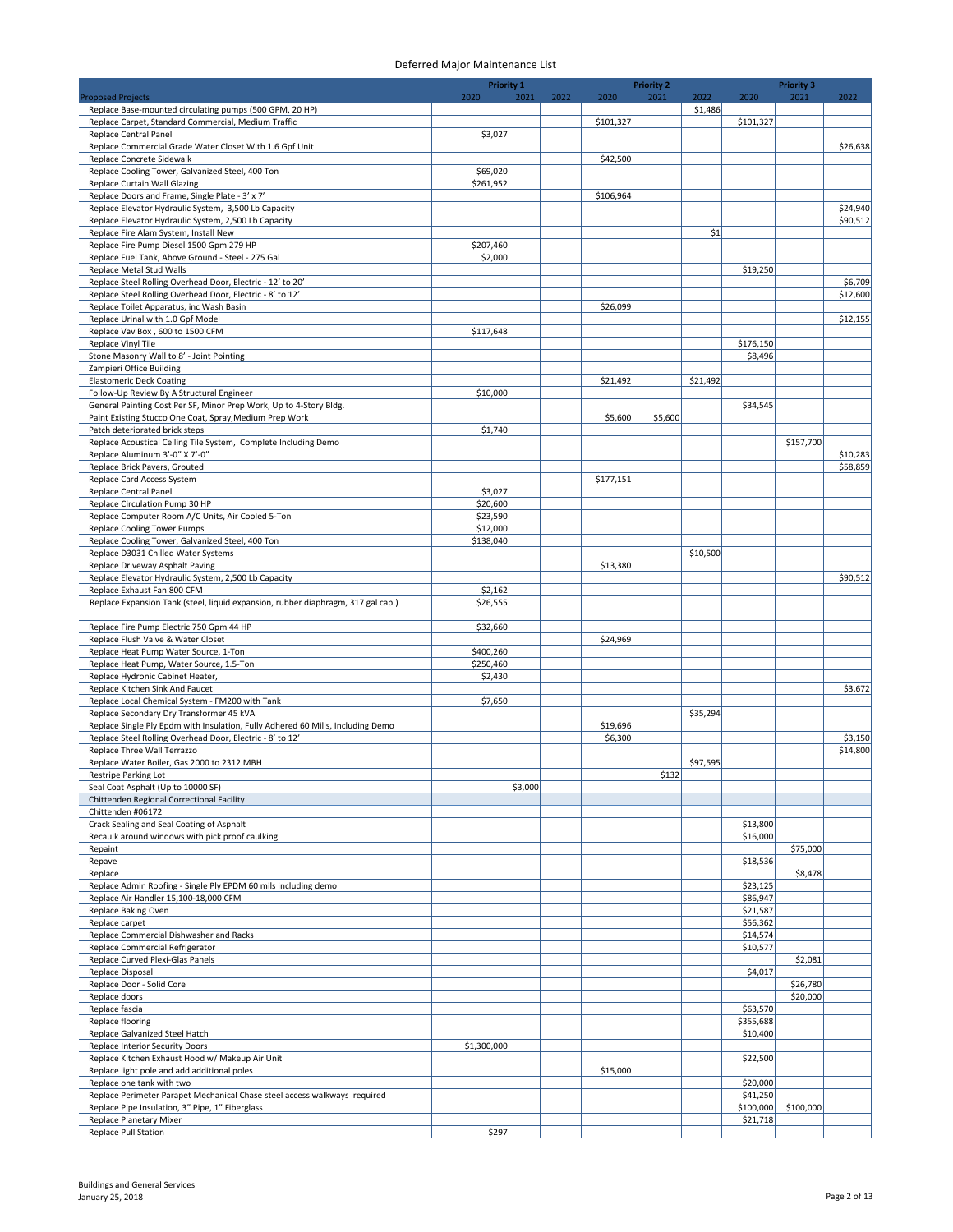# Deferred Major Maintenance List

| Proposed Projects | Priority 1 2020 | Priority 1 2021 | Priority 1 2022 | Priority 2 2020 | Priority 2 2021 | Priority 2 2022 | Priority 3 2020 | Priority 3 2021 | Priority 3 2022 |
|---|---|---|---|---|---|---|---|---|---|
| Replace Base-mounted circulating pumps (500 GPM, 20 HP) | | | | | | $1,486 | | | |
| Replace Carpet, Standard Commercial, Medium Traffic | | | | $101,327 | | | $101,327 | | |
| Replace Central Panel | $3,027 | | | | | | | | |
| Replace Commercial Grade Water Closet With 1.6 Gpf Unit | | | | | | | | | $26,638 |
| Replace Concrete Sidewalk | | | | $42,500 | | | | | |
| Replace Cooling Tower, Galvanized Steel, 400 Ton | $69,020 | | | | | | | | |
| Replace Curtain Wall Glazing | $261,952 | | | | | | | | |
| Replace Doors and Frame, Single Plate - 3' x 7' | | | | $106,964 | | | | | |
| Replace Elevator Hydraulic System, 3,500 Lb Capacity | | | | | | | | | $24,940 |
| Replace Elevator Hydraulic System, 2,500 Lb Capacity | | | | | | | | | $90,512 |
| Replace Fire Alam System, Install New | | | | | | $1 | | | |
| Replace Fire Pump Diesel 1500 Gpm 279 HP | $207,460 | | | | | | | | |
| Replace Fuel Tank, Above Ground - Steel - 275 Gal | $2,000 | | | | | | | | |
| Replace Metal Stud Walls | | | | | | | $19,250 | | |
| Replace Steel Rolling Overhead Door, Electric - 12' to 20' | | | | | | | | | $6,709 |
| Replace Steel Rolling Overhead Door, Electric - 8' to 12' | | | | | | | | | $12,600 |
| Replace Toilet Apparatus, inc Wash Basin | | | | $26,099 | | | | | |
| Replace Urinal with 1.0 Gpf Model | | | | | | | | | $12,155 |
| Replace Vav Box , 600 to 1500 CFM | $117,648 | | | | | | | | |
| Replace Vinyl Tile | | | | | | | $176,150 | | |
| Stone Masonry Wall to 8' - Joint Pointing | | | | | | | $8,496 | | |
| Zampieri Office Building | | | | | | | | | |
| Elastomeric Deck Coating | | | | $21,492 | | $21,492 | | | |
| Follow-Up Review By A Structural Engineer | $10,000 | | | | | | | | |
| General Painting Cost Per SF, Minor Prep Work, Up to 4-Story Bldg. | | | | | | | $34,545 | | |
| Paint Existing Stucco One Coat, Spray,Medium Prep Work | | | | $5,600 | $5,600 | | | | |
| Patch deteriorated brick steps | $1,740 | | | | | | | | |
| Replace Acoustical Ceiling Tile System, Complete Including Demo | | | | | | | | $157,700 | |
| Replace Aluminum 3'-0" X 7'-0" | | | | | | | | | $10,283 |
| Replace Brick Pavers, Grouted | | | | | | | | | $58,859 |
| Replace Card Access System | | | | $177,151 | | | | | |
| Replace Central Panel | $3,027 | | | | | | | | |
| Replace Circulation Pump 30 HP | $20,600 | | | | | | | | |
| Replace Computer Room A/C Units, Air Cooled 5-Ton | $23,590 | | | | | | | | |
| Replace Cooling Tower Pumps | $12,000 | | | | | | | | |
| Replace Cooling Tower, Galvanized Steel, 400 Ton | $138,040 | | | | | | | | |
| Replace D3031 Chilled Water Systems | | | | | | $10,500 | | | |
| Replace Driveway Asphalt Paving | | | | $13,380 | | | | | |
| Replace Elevator Hydraulic System, 2,500 Lb Capacity | | | | | | | | | $90,512 |
| Replace Exhaust Fan 800 CFM | $2,162 | | | | | | | | |
| Replace Expansion Tank (steel, liquid expansion, rubber diaphragm, 317 gal cap.) | $26,555 | | | | | | | | |
| Replace Fire Pump Electric 750 Gpm 44 HP | $32,660 | | | | | | | | |
| Replace Flush Valve & Water Closet | | | | $24,969 | | | | | |
| Replace Heat Pump Water Source, 1-Ton | $400,260 | | | | | | | | |
| Replace Heat Pump, Water Source, 1.5-Ton | $250,460 | | | | | | | | |
| Replace Hydronic Cabinet Heater, | $2,430 | | | | | | | | |
| Replace Kitchen Sink And Faucet | | | | | | | | | $3,672 |
| Replace Local Chemical System - FM200 with Tank | $7,650 | | | | | | | | |
| Replace Secondary Dry Transformer 45 kVA | | | | | | $35,294 | | | |
| Replace Single Ply Epdm with Insulation, Fully Adhered 60 Mills, Including Demo | | | | $19,696 | | | | | |
| Replace Steel Rolling Overhead Door, Electric - 8' to 12' | | | | $6,300 | | | | | $3,150 |
| Replace Three Wall Terrazzo | | | | | | | | | $14,800 |
| Replace Water Boiler, Gas 2000 to 2312 MBH | | | | | | $97,595 | | | |
| Restripe Parking Lot | | | | | $132 | | | | |
| Seal Coat Asphalt (Up to 10000 SF) | | $3,000 | | | | | | | |
| Chittenden Regional Correctional Facility | | | | | | | | | |
| Chittenden #06172 | | | | | | | | | |
| Crack Sealing and Seal Coating of Asphalt | | | | | | | $13,800 | | |
| Recaulk around windows with pick proof caulking | | | | | | | $16,000 | | |
| Repaint | | | | | | | | $75,000 | |
| Repave | | | | | | | $18,536 | | |
| Replace | | | | | | | | $8,478 | |
| Replace Admin Roofing - Single Ply EPDM 60 mils including demo | | | | | | | $23,125 | | |
| Replace Air Handler 15,100-18,000 CFM | | | | | | | $86,947 | | |
| Replace Baking Oven | | | | | | | $21,587 | | |
| Replace carpet | | | | | | | $56,362 | | |
| Replace Commercial Dishwasher and Racks | | | | | | | $14,574 | | |
| Replace Commercial Refrigerator | | | | | | | $10,577 | | |
| Replace Curved Plexi-Glas Panels | | | | | | | | $2,081 | |
| Replace Disposal | | | | | | | $4,017 | | |
| Replace Door - Solid Core | | | | | | | | $26,780 | |
| Replace doors | | | | | | | | $20,000 | |
| Replace fascia | | | | | | | $63,570 | | |
| Replace flooring | | | | | | | $355,688 | | |
| Replace Galvanized Steel Hatch | | | | | | | $10,400 | | |
| Replace Interior Security Doors | $1,300,000 | | | | | | | | |
| Replace Kitchen Exhaust Hood w/ Makeup Air Unit | | | | | | | $22,500 | | |
| Replace light pole and add additional poles | | | | $15,000 | | | | | |
| Replace one tank with two | | | | | | | $20,000 | | |
| Replace Perimeter Parapet Mechanical Chase steel access walkways required | | | | | | | $41,250 | | |
| Replace Pipe Insulation, 3" Pipe, 1" Fiberglass | | | | | | | $100,000 | $100,000 | |
| Replace Planetary Mixer | | | | | | | $21,718 | | |
| Replace Pull Station | $297 | | | | | | | | |

Buildings and General Services
January 25, 2018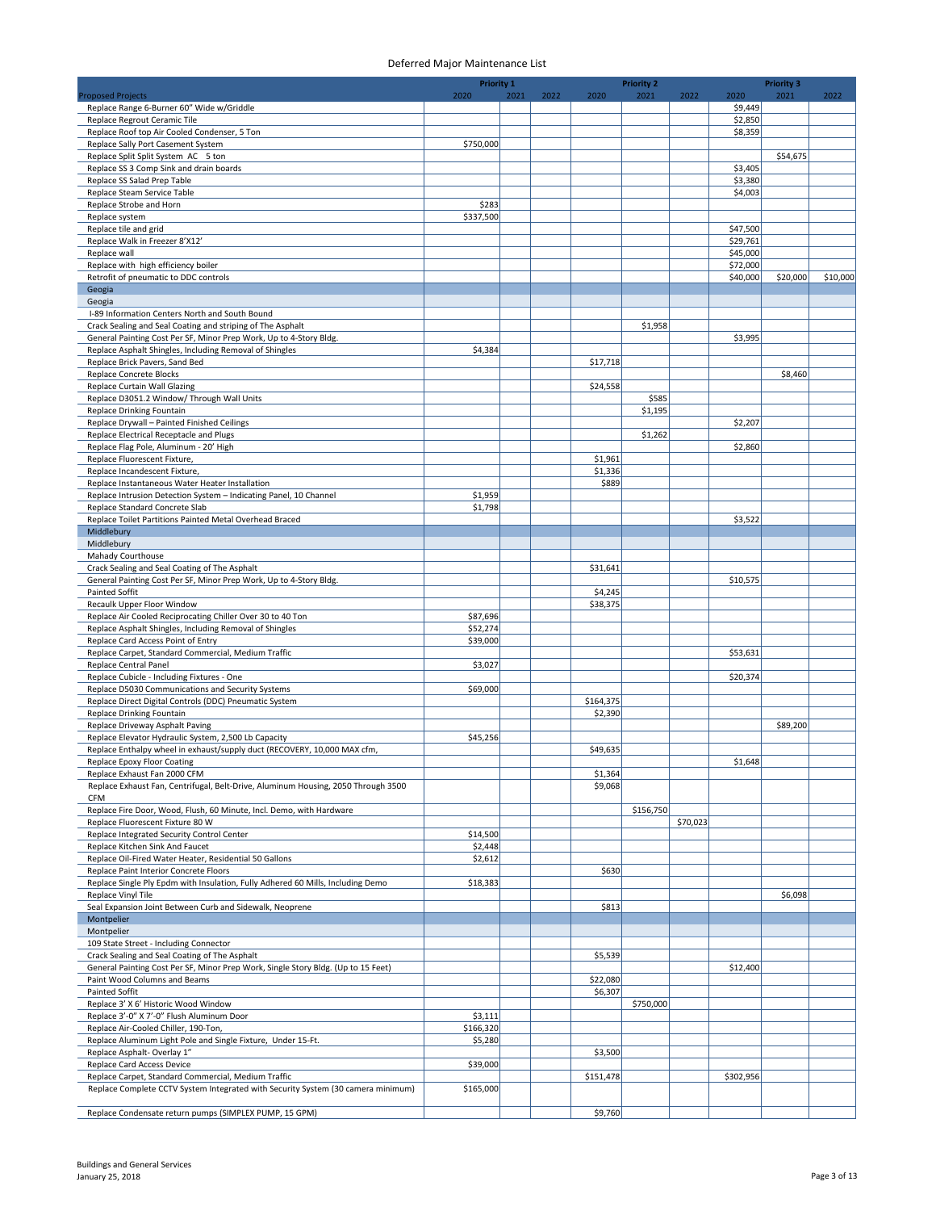# Deferred Major Maintenance List

| Proposed Projects | Priority 1 2020 | Priority 1 2021 | Priority 1 2022 | Priority 2 2020 | Priority 2 2021 | Priority 2 2022 | Priority 3 2020 | Priority 3 2021 | Priority 3 2022 |
|---|---|---|---|---|---|---|---|---|---|
| Replace Range 6-Burner 60" Wide w/Griddle | | | | | | | $9,449 | | |
| Replace Regrout Ceramic Tile | | | | | | | $2,850 | | |
| Replace Roof top Air Cooled Condenser, 5 Ton | | | | | | | $8,359 | | |
| Replace Sally Port Casement System | $750,000 | | | | | | | | |
| Replace Split Split System AC 5 ton | | | | | | | | $54,675 | |
| Replace SS 3 Comp Sink and drain boards | | | | | | | $3,405 | | |
| Replace SS Salad Prep Table | | | | | | | $3,380 | | |
| Replace Steam Service Table | | | | | | | $4,003 | | |
| Replace Strobe and Horn | $283 | | | | | | | | |
| Replace system | $337,500 | | | | | | | | |
| Replace tile and grid | | | | | | | $47,500 | | |
| Replace Walk in Freezer 8'X12' | | | | | | | $29,761 | | |
| Replace wall | | | | | | | $45,000 | | |
| Replace with high efficiency boiler | | | | | | | $72,000 | | |
| Retrofit of pneumatic to DDC controls | | | | | | | $40,000 | $20,000 | $10,000 |
| Geogia | | | | | | | | | |
| Geogia | | | | | | | | | |
| I-89 Information Centers North and South Bound | | | | | | | | | |
| Crack Sealing and Seal Coating and striping of The Asphalt | | | | | $1,958 | | | | |
| General Painting Cost Per SF, Minor Prep Work, Up to 4-Story Bldg. | | | | | | | $3,995 | | |
| Replace Asphalt Shingles, Including Removal of Shingles | $4,384 | | | | | | | | |
| Replace Brick Pavers, Sand Bed | | | | $17,718 | | | | | |
| Replace Concrete Blocks | | | | | | | | $8,460 | |
| Replace Curtain Wall Glazing | | | | $24,558 | | | | | |
| Replace D3051.2 Window/ Through Wall Units | | | | | $585 | | | | |
| Replace Drinking Fountain | | | | | $1,195 | | | | |
| Replace Drywall – Painted Finished Ceilings | | | | | | | $2,207 | | |
| Replace Electrical Receptacle and Plugs | | | | | $1,262 | | | | |
| Replace Flag Pole, Aluminum - 20' High | | | | | | | $2,860 | | |
| Replace Fluorescent Fixture, | | | | $1,961 | | | | | |
| Replace Incandescent Fixture, | | | | $1,336 | | | | | |
| Replace Instantaneous Water Heater Installation | | | | $889 | | | | | |
| Replace Intrusion Detection System – Indicating Panel, 10 Channel | $1,959 | | | | | | | | |
| Replace Standard Concrete Slab | $1,798 | | | | | | | | |
| Replace Toilet Partitions Painted Metal Overhead Braced | | | | | | | $3,522 | | |
| Middlebury | | | | | | | | | |
| Middlebury | | | | | | | | | |
| Mahady Courthouse | | | | | | | | | |
| Crack Sealing and Seal Coating of The Asphalt | | | | $31,641 | | | | | |
| General Painting Cost Per SF, Minor Prep Work, Up to 4-Story Bldg. | | | | | | | $10,575 | | |
| Painted Soffit | | | | $4,245 | | | | | |
| Recaulk Upper Floor Window | | | | $38,375 | | | | | |
| Replace Air Cooled Reciprocating Chiller Over 30 to 40 Ton | $87,696 | | | | | | | | |
| Replace Asphalt Shingles, Including Removal of Shingles | $52,274 | | | | | | | | |
| Replace Card Access Point of Entry | $39,000 | | | | | | | | |
| Replace Carpet, Standard Commercial, Medium Traffic | | | | | | | $53,631 | | |
| Replace Central Panel | $3,027 | | | | | | | | |
| Replace Cubicle - Including Fixtures - One | | | | | | | $20,374 | | |
| Replace D5030 Communications and Security Systems | $69,000 | | | | | | | | |
| Replace Direct Digital Controls (DDC) Pneumatic System | | | | $164,375 | | | | | |
| Replace Drinking Fountain | | | | $2,390 | | | | | |
| Replace Driveway Asphalt Paving | | | | | | | | $89,200 | |
| Replace Elevator Hydraulic System, 2,500 Lb Capacity | $45,256 | | | | | | | | |
| Replace Enthalpy wheel in exhaust/supply duct (RECOVERY, 10,000 MAX cfm, | | | | $49,635 | | | | | |
| Replace Epoxy Floor Coating | | | | | | | $1,648 | | |
| Replace Exhaust Fan 2000 CFM | | | | $1,364 | | | | | |
| Replace Exhaust Fan, Centrifugal, Belt-Drive, Aluminum Housing, 2050 Through 3500 CFM | | | | $9,068 | | | | | |
| Replace Fire Door, Wood, Flush, 60 Minute, Incl. Demo, with Hardware | | | | | $156,750 | | | | |
| Replace Fluorescent Fixture 80 W | | | | | | $70,023 | | | |
| Replace Integrated Security Control Center | $14,500 | | | | | | | | |
| Replace Kitchen Sink And Faucet | $2,448 | | | | | | | | |
| Replace Oil-Fired Water Heater, Residential 50 Gallons | $2,612 | | | | | | | | |
| Replace Paint Interior Concrete Floors | | | | $630 | | | | | |
| Replace Single Ply Epdm with Insulation, Fully Adhered 60 Mills, Including Demo | $18,383 | | | | | | | | |
| Replace Vinyl Tile | | | | | | | | $6,098 | |
| Seal Expansion Joint Between Curb and Sidewalk, Neoprene | | | | $813 | | | | | |
| Montpelier | | | | | | | | | |
| Montpelier | | | | | | | | | |
| 109 State Street - Including Connector | | | | | | | | | |
| Crack Sealing and Seal Coating of The Asphalt | | | | $5,539 | | | | | |
| General Painting Cost Per SF, Minor Prep Work, Single Story Bldg. (Up to 15 Feet) | | | | | | | $12,400 | | |
| Paint Wood Columns and Beams | | | | $22,080 | | | | | |
| Painted Soffit | | | | $6,307 | | | | | |
| Replace 3' X 6' Historic Wood Window | | | | | $750,000 | | | | |
| Replace 3'-0" X 7'-0" Flush Aluminum Door | $3,111 | | | | | | | | |
| Replace Air-Cooled Chiller, 190-Ton, | $166,320 | | | | | | | | |
| Replace Aluminum Light Pole and Single Fixture, Under 15-Ft. | $5,280 | | | | | | | | |
| Replace Asphalt- Overlay 1" | | | | $3,500 | | | | | |
| Replace Card Access Device | $39,000 | | | | | | | | |
| Replace Carpet, Standard Commercial, Medium Traffic | | | | $151,478 | | | $302,956 | | |
| Replace Complete CCTV System Integrated with Security System (30 camera minimum) | $165,000 | | | | | | | | |
| Replace Condensate return pumps (SIMPLEX PUMP, 15 GPM) | | | | $9,760 | | | | | |

Buildings and General Services
January 25, 2018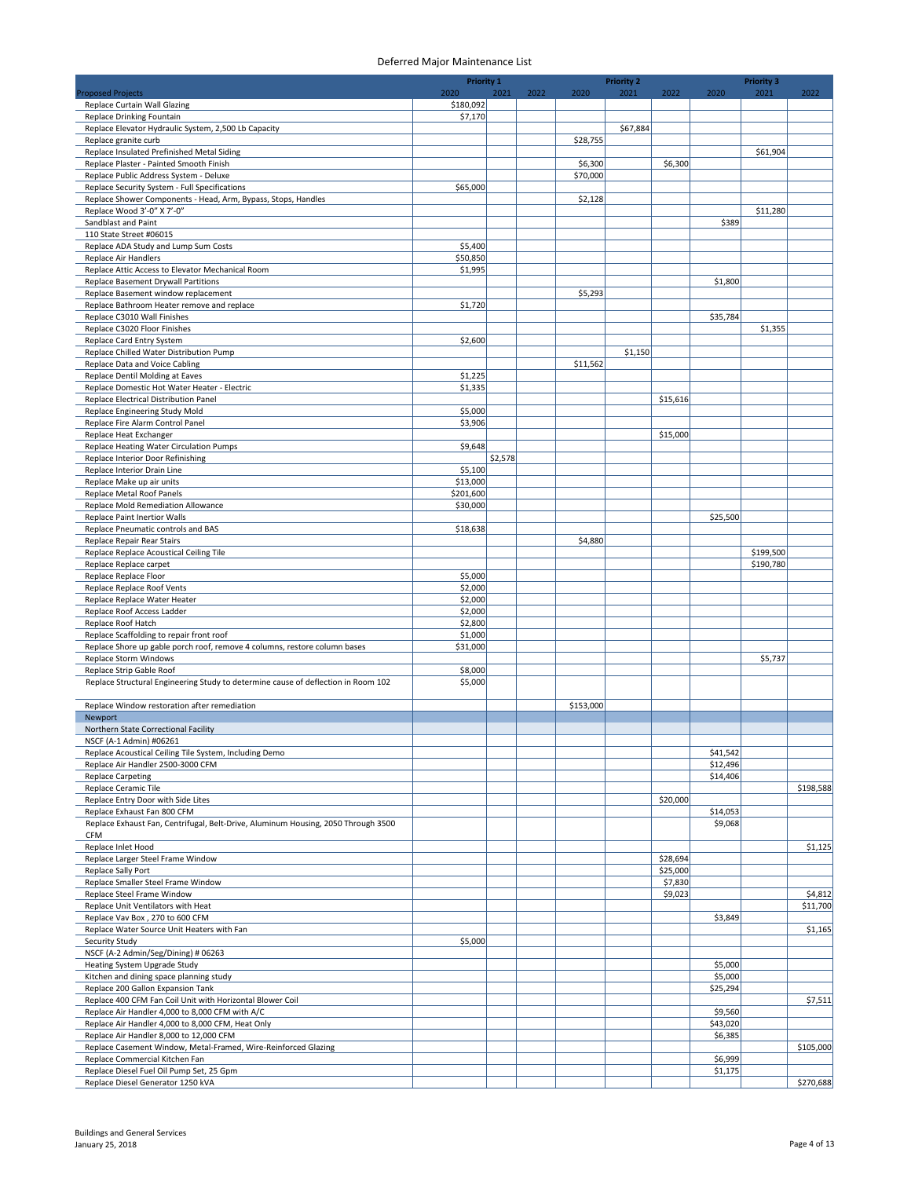# Deferred Major Maintenance List

| Proposed Projects | Priority 1 | | | Priority 2 | | | Priority 3 | | |
|---|---|---|---|---|---|---|---|---|---|
| | 2020 | 2021 | 2022 | 2020 | 2021 | 2022 | 2020 | 2021 | 2022 |
| Replace Curtain Wall Glazing | $180,092 | | | | | | | | |
| Replace Drinking Fountain | $7,170 | | | | | | | | |
| Replace Elevator Hydraulic System, 2,500 Lb Capacity | | | | | $67,884 | | | | |
| Replace granite curb | | | | $28,755 | | | | | |
| Replace Insulated Prefinished Metal Siding | | | | | | | | $61,904 | |
| Replace Plaster - Painted Smooth Finish | | | | $6,300 | | $6,300 | | | |
| Replace Public Address System - Deluxe | | | | $70,000 | | | | | |
| Replace Security System - Full Specifications | $65,000 | | | | | | | | |
| Replace Shower Components - Head, Arm, Bypass, Stops, Handles | | | | $2,128 | | | | | |
| Replace Wood 3'-0" X 7'-0" | | | | | | | | $11,280 | |
| Sandblast and Paint | | | | | | | $389 | | |
| 110 State Street #06015 | | | | | | | | | |
| Replace ADA Study and Lump Sum Costs | $5,400 | | | | | | | | |
| Replace Air Handlers | $50,850 | | | | | | | | |
| Replace Attic Access to Elevator Mechanical Room | $1,995 | | | | | | | | |
| Replace Basement Drywall Partitions | | | | | | | $1,800 | | |
| Replace Basement window replacement | | | | $5,293 | | | | | |
| Replace Bathroom Heater remove and replace | $1,720 | | | | | | | | |
| Replace C3010 Wall Finishes | | | | | | | $35,784 | | |
| Replace C3020 Floor Finishes | | | | | | | | $1,355 | |
| Replace Card Entry System | $2,600 | | | | | | | | |
| Replace Chilled Water Distribution Pump | | | | | $1,150 | | | | |
| Replace Data and Voice Cabling | | | | $11,562 | | | | | |
| Replace Dentil Molding at Eaves | $1,225 | | | | | | | | |
| Replace Domestic Hot Water Heater - Electric | $1,335 | | | | | | | | |
| Replace Electrical Distribution Panel | | | | | | $15,616 | | | |
| Replace Engineering Study Mold | $5,000 | | | | | | | | |
| Replace Fire Alarm Control Panel | $3,906 | | | | | | | | |
| Replace Heat Exchanger | | | | | | $15,000 | | | |
| Replace Heating Water Circulation Pumps | $9,648 | | | | | | | | |
| Replace Interior Door Refinishing | | $2,578 | | | | | | | |
| Replace Interior Drain Line | $5,100 | | | | | | | | |
| Replace Make up air units | $13,000 | | | | | | | | |
| Replace Metal Roof Panels | $201,600 | | | | | | | | |
| Replace Mold Remediation Allowance | $30,000 | | | | | | | | |
| Replace Paint Inertior Walls | | | | | | | $25,500 | | |
| Replace Pneumatic controls and BAS | $18,638 | | | | | | | | |
| Replace Repair Rear Stairs | | | | $4,880 | | | | | |
| Replace Replace Acoustical Ceiling Tile | | | | | | | | $199,500 | |
| Replace Replace carpet | | | | | | | | $190,780 | |
| Replace Replace Floor | $5,000 | | | | | | | | |
| Replace Replace Roof Vents | $2,000 | | | | | | | | |
| Replace Replace Water Heater | $2,000 | | | | | | | | |
| Replace Roof Access Ladder | $2,000 | | | | | | | | |
| Replace Roof Hatch | $2,800 | | | | | | | | |
| Replace Scaffolding to repair front roof | $1,000 | | | | | | | | |
| Replace Shore up gable porch roof, remove 4 columns, restore column bases | $31,000 | | | | | | | | |
| Replace Storm Windows | | | | | | | | $5,737 | |
| Replace Strip Gable Roof | $8,000 | | | | | | | | |
| Replace Structural Engineering Study to determine cause of deflection in Room 102 | $5,000 | | | | | | | | |
| Replace Window restoration after remediation | | | | $153,000 | | | | | |
| Newport | | | | | | | | | |
| Northern State Correctional Facility | | | | | | | | | |
| NSCF (A-1 Admin) #06261 | | | | | | | | | |
| Replace Acoustical Ceiling Tile System, Including Demo | | | | | | | $41,542 | | |
| Replace Air Handler 2500-3000 CFM | | | | | | | $12,496 | | |
| Replace Carpeting | | | | | | | $14,406 | | |
| Replace Ceramic Tile | | | | | | | | | $198,588 |
| Replace Entry Door with Side Lites | | | | | | $20,000 | | | |
| Replace Exhaust Fan 800 CFM | | | | | | | $14,053 | | |
| Replace Exhaust Fan, Centrifugal, Belt-Drive, Aluminum Housing, 2050 Through 3500 CFM | | | | | | | $9,068 | | |
| Replace Inlet Hood | | | | | | | | | $1,125 |
| Replace Larger Steel Frame Window | | | | | | $28,694 | | | |
| Replace Sally Port | | | | | | $25,000 | | | |
| Replace Smaller Steel Frame Window | | | | | | $7,830 | | | |
| Replace Steel Frame Window | | | | | | $9,023 | | | $4,812 |
| Replace Unit Ventilators with Heat | | | | | | | | | $11,700 |
| Replace Vav Box , 270 to 600 CFM | | | | | | | $3,849 | | |
| Replace Water Source Unit Heaters with Fan | | | | | | | | | $1,165 |
| Security Study | $5,000 | | | | | | | | |
| NSCF (A-2 Admin/Seg/Dining) # 06263 | | | | | | | | | |
| Heating System Upgrade Study | | | | | | | $5,000 | | |
| Kitchen and dining space planning study | | | | | | | $5,000 | | |
| Replace 200 Gallon Expansion Tank | | | | | | | $25,294 | | |
| Replace 400 CFM Fan Coil Unit with Horizontal Blower Coil | | | | | | | | | $7,511 |
| Replace Air Handler 4,000 to 8,000 CFM with A/C | | | | | | | $9,560 | | |
| Replace Air Handler 4,000 to 8,000 CFM, Heat Only | | | | | | | $43,020 | | |
| Replace Air Handler 8,000 to 12,000 CFM | | | | | | | $6,385 | | |
| Replace Casement Window, Metal-Framed, Wire-Reinforced Glazing | | | | | | | | | $105,000 |
| Replace Commercial Kitchen Fan | | | | | | | $6,999 | | |
| Replace Diesel Fuel Oil Pump Set, 25 Gpm | | | | | | | $1,175 | | |
| Replace Diesel Generator 1250 kVA | | | | | | | | | $270,688 |

Buildings and General Services
January 25, 2018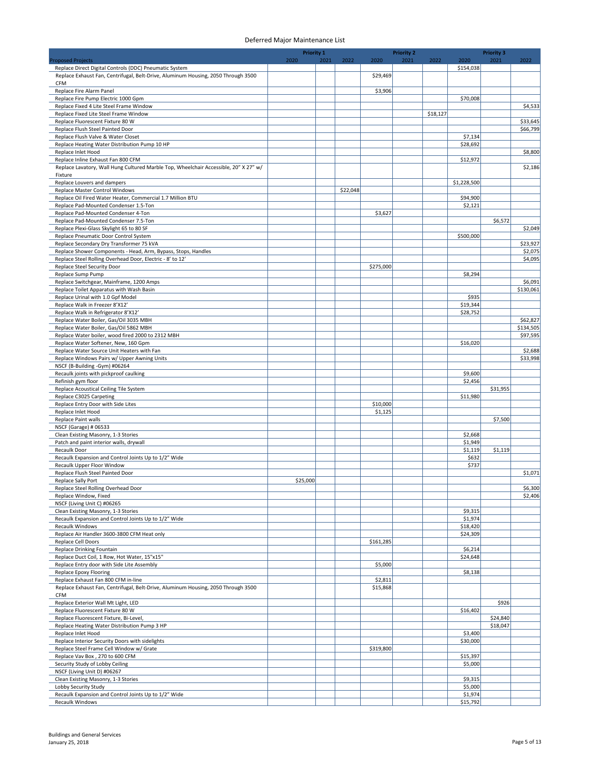# Deferred Major Maintenance List

| Proposed Projects | Priority 1 2020 | Priority 1 2021 | Priority 1 2022 | Priority 2 2020 | Priority 2 2021 | Priority 2 2022 | Priority 3 2020 | Priority 3 2021 | Priority 3 2022 |
|---|---|---|---|---|---|---|---|---|---|
| Replace Direct Digital Controls (DDC) Pneumatic System | | | | | | | $154,038 | | |
| Replace Exhaust Fan, Centrifugal, Belt-Drive, Aluminum Housing, 2050 Through 3500 CFM | | | | $29,469 | | | | | |
| Replace Fire Alarm Panel | | | | $3,906 | | | | | |
| Replace Fire Pump Electric 1000 Gpm | | | | | | | $70,008 | | |
| Replace Fixed 4 Lite Steel Frame Window | | | | | | | | | $4,533 |
| Replace Fixed Lite Steel Frame Window | | | | | | $18,127 | | | |
| Replace Fluorescent Fixture 80 W | | | | | | | | | $33,645 |
| Replace Flush Steel Painted Door | | | | | | | | | $66,799 |
| Replace Flush Valve & Water Closet | | | | | | | $7,134 | | |
| Replace Heating Water Distribution Pump 10 HP | | | | | | | $28,692 | | |
| Replace Inlet Hood | | | | | | | | | $8,800 |
| Replace Inline Exhaust Fan 800 CFM | | | | | | | $12,972 | | |
| Replace Lavatory, Wall Hung Cultured Marble Top, Wheelchair Accessible, 20" X 27" w/ Fixture | | | | | | | | | $2,186 |
| Replace Louvers and dampers | | | | | | | $1,228,500 | | |
| Replace Master Control Windows | | | $22,048 | | | | | | |
| Replace Oil Fired Water Heater, Commercial 1.7 Million BTU | | | | | | | $94,900 | | |
| Replace Pad-Mounted Condenser 1.5-Ton | | | | | | | $2,121 | | |
| Replace Pad-Mounted Condenser 4-Ton | | | | $3,627 | | | | | |
| Replace Pad-Mounted Condenser 7.5-Ton | | | | | | | | $6,572 | |
| Replace Plexi-Glass Skylight 65 to 80 SF | | | | | | | | | $2,049 |
| Replace Pneumatic Door Control System | | | | | | | $500,000 | | |
| Replace Secondary Dry Transformer 75 kVA | | | | | | | | | $23,927 |
| Replace Shower Components - Head, Arm, Bypass, Stops, Handles | | | | | | | | | $2,075 |
| Replace Steel Rolling Overhead Door, Electric - 8' to 12' | | | | | | | | | $4,095 |
| Replace Steel Security Door | | | | $275,000 | | | | | |
| Replace Sump Pump | | | | | | | $8,294 | | |
| Replace Switchgear, Mainframe, 1200 Amps | | | | | | | | | $6,091 |
| Replace Toilet Apparatus with Wash Basin | | | | | | | | | $130,061 |
| Replace Urinal with 1.0 Gpf Model | | | | | | | $935 | | |
| Replace Walk in Freezer 8'X12' | | | | | | | $19,344 | | |
| Replace Walk in Refrigerator 8'X12' | | | | | | | $28,752 | | |
| Replace Water Boiler, Gas/Oil 3035 MBH | | | | | | | | | $62,827 |
| Replace Water Boiler, Gas/Oil 5862 MBH | | | | | | | | | $134,505 |
| Replace Water boiler, wood fired 2000 to 2312 MBH | | | | | | | | | $97,595 |
| Replace Water Softener, New, 160 Gpm | | | | | | | $16,020 | | |
| Replace Water Source Unit Heaters with Fan | | | | | | | | | $2,688 |
| Replace Windows Pairs w/ Upper Awning Units | | | | | | | | | $33,998 |
| NSCF (B-Building -Gym) #06264 | | | | | | | | | |
| Recaulk joints with pickproof caulking | | | | | | | $9,600 | | |
| Refinish gym floor | | | | | | | $2,456 | | |
| Replace Acoustical Ceiling Tile System | | | | | | | | $31,955 | |
| Replace C3025 Carpeting | | | | | | | $11,980 | | |
| Replace Entry Door with Side Lites | | | | $10,000 | | | | | |
| Replace Inlet Hood | | | | $1,125 | | | | | |
| Replace Paint walls | | | | | | | | $7,500 | |
| NSCF (Garage) # 06533 | | | | | | | | | |
| Clean Existing Masonry, 1-3 Stories | | | | | | | $2,668 | | |
| Patch and paint interior walls, drywall | | | | | | | $1,949 | | |
| Recaulk Door | | | | | | | $1,119 | $1,119 | |
| Recaulk Expansion and Control Joints Up to 1/2" Wide | | | | | | | $632 | | |
| Recaulk Upper Floor Window | | | | | | | $737 | | |
| Replace Flush Steel Painted Door | | | | | | | | | $1,071 |
| Replace Sally Port | $25,000 | | | | | | | | |
| Replace Steel Rolling Overhead Door | | | | | | | | | $6,300 |
| Replace Window, Fixed | | | | | | | | | $2,406 |
| NSCF (Living Unit C) #06265 | | | | | | | | | |
| Clean Existing Masonry, 1-3 Stories | | | | | | | $9,315 | | |
| Recaulk Expansion and Control Joints Up to 1/2" Wide | | | | | | | $1,974 | | |
| Recaulk Windows | | | | | | | $18,420 | | |
| Replace Air Handler 3600-3800 CFM Heat only | | | | | | | $24,309 | | |
| Replace Cell Doors | | | | $161,285 | | | | | |
| Replace Drinking Fountain | | | | | | | $6,214 | | |
| Replace Duct Coil, 1 Row, Hot Water, 15"x15" | | | | | | | $24,648 | | |
| Replace Entry door with Side Lite Assembly | | | | $5,000 | | | | | |
| Replace Epoxy Flooring | | | | | | | $8,138 | | |
| Replace Exhaust Fan 800 CFM in-line | | | | $2,811 | | | | | |
| Replace Exhaust Fan, Centrifugal, Belt-Drive, Aluminum Housing, 2050 Through 3500 CFM | | | | $15,868 | | | | | |
| Replace Exterior Wall Mt Light, LED | | | | | | | | $926 | |
| Replace Fluorescent Fixture 80 W | | | | | | | $16,402 | | |
| Replace Fluorescent Fixture, Bi-Level, | | | | | | | | $24,840 | |
| Replace Heating Water Distribution Pump 3 HP | | | | | | | | $18,047 | |
| Replace Inlet Hood | | | | | | | $3,400 | | |
| Replace Interior Security Doors with sidelights | | | | | | | $30,000 | | |
| Replace Steel Frame Cell Window w/ Grate | | | | $319,800 | | | | | |
| Replace Vav Box , 270 to 600 CFM | | | | | | | $15,397 | | |
| Security Study of Lobby Ceiling | | | | | | | $5,000 | | |
| NSCF (Living Unit D) #06267 | | | | | | | | | |
| Clean Existing Masonry, 1-3 Stories | | | | | | | $9,315 | | |
| Lobby Security Study | | | | | | | $5,000 | | |
| Recaulk Expansion and Control Joints Up to 1/2" Wide | | | | | | | $1,974 | | |
| Recaulk Windows | | | | | | | $15,792 | | |

Buildings and General Services
January 25, 2018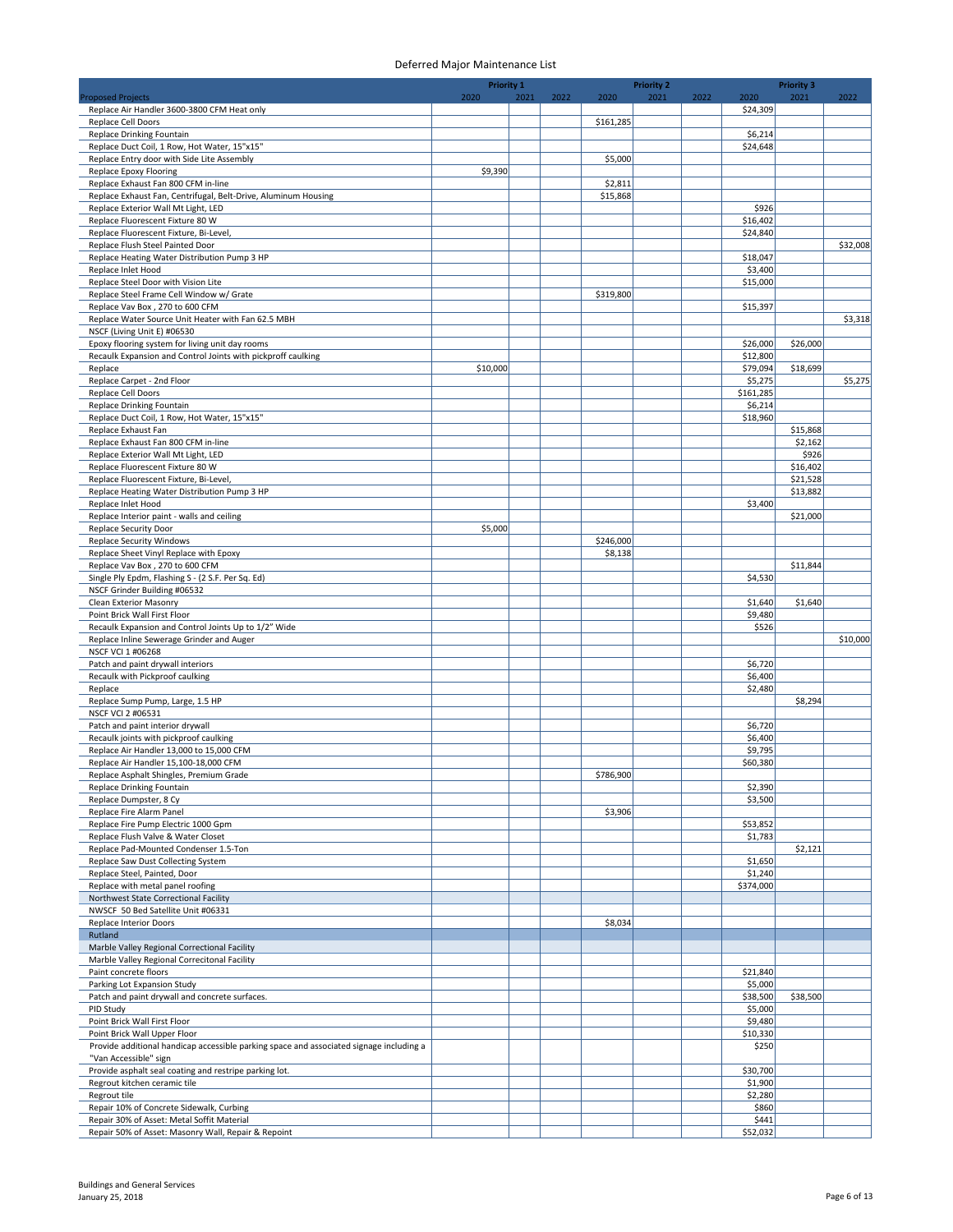# Deferred Major Maintenance List

| Proposed Projects | Priority 1 | | | Priority 2 | | | Priority 3 | | |
|---|---|---|---|---|---|---|---|---|---|
| | 2020 | 2021 | 2022 | 2020 | 2021 | 2022 | 2020 | 2021 | 2022 |
| Replace Air Handler 3600-3800 CFM Heat only | | | | | | | $24,309 | | |
| Replace Cell Doors | | | | $161,285 | | | | | |
| Replace Drinking Fountain | | | | | | | $6,214 | | |
| Replace Duct Coil, 1 Row, Hot Water, 15"x15" | | | | | | | $24,648 | | |
| Replace Entry door with Side Lite Assembly | | | | $5,000 | | | | | |
| Replace Epoxy Flooring | $9,390 | | | | | | | | |
| Replace Exhaust Fan 800 CFM in-line | | | | $2,811 | | | | | |
| Replace Exhaust Fan, Centrifugal, Belt-Drive, Aluminum Housing | | | | $15,868 | | | | | |
| Replace Exterior Wall Mt Light, LED | | | | | | | $926 | | |
| Replace Fluorescent Fixture 80 W | | | | | | | $16,402 | | |
| Replace Fluorescent Fixture, Bi-Level, | | | | | | | $24,840 | | |
| Replace Flush Steel Painted Door | | | | | | | | | $32,008 |
| Replace Heating Water Distribution Pump 3 HP | | | | | | | $18,047 | | |
| Replace Inlet Hood | | | | | | | $3,400 | | |
| Replace Steel Door with Vision Lite | | | | | | | $15,000 | | |
| Replace Steel Frame Cell Window w/ Grate | | | | $319,800 | | | | | |
| Replace Vav Box , 270 to 600 CFM | | | | | | | $15,397 | | |
| Replace Water Source Unit Heater with Fan 62.5 MBH | | | | | | | | | $3,318 |
| NSCF (Living Unit E) #06530 | | | | | | | | | |
| Epoxy flooring system for living unit day rooms | | | | | | | $26,000 | $26,000 | |
| Recaulk Expansion and Control Joints with pickproff caulking | | | | | | | $12,800 | | |
| Replace | $10,000 | | | | | | $79,094 | $18,699 | |
| Replace Carpet - 2nd Floor | | | | | | | $5,275 | | $5,275 |
| Replace Cell Doors | | | | | | | $161,285 | | |
| Replace Drinking Fountain | | | | | | | $6,214 | | |
| Replace Duct Coil, 1 Row, Hot Water, 15"x15" | | | | | | | $18,960 | | |
| Replace Exhaust Fan | | | | | | | | $15,868 | |
| Replace Exhaust Fan 800 CFM in-line | | | | | | | | $2,162 | |
| Replace Exterior Wall Mt Light, LED | | | | | | | | $926 | |
| Replace Fluorescent Fixture 80 W | | | | | | | | $16,402 | |
| Replace Fluorescent Fixture, Bi-Level, | | | | | | | | $21,528 | |
| Replace Heating Water Distribution Pump 3 HP | | | | | | | | $13,882 | |
| Replace Inlet Hood | | | | | | | $3,400 | | |
| Replace Interior paint - walls and ceiling | | | | | | | | $21,000 | |
| Replace Security Door | $5,000 | | | | | | | | |
| Replace Security Windows | | | | $246,000 | | | | | |
| Replace Sheet Vinyl Replace with Epoxy | | | | $8,138 | | | | | |
| Replace Vav Box , 270 to 600 CFM | | | | | | | | $11,844 | |
| Single Ply Epdm, Flashing S - (2 S.F. Per Sq. Ed) | | | | | | | $4,530 | | |
| NSCF Grinder Building #06532 | | | | | | | | | |
| Clean Exterior Masonry | | | | | | | $1,640 | $1,640 | |
| Point Brick Wall First Floor | | | | | | | $9,480 | | |
| Recaulk Expansion and Control Joints Up to 1/2" Wide | | | | | | | $526 | | |
| Replace Inline Sewerage Grinder and Auger | | | | | | | | | $10,000 |
| NSCF VCI 1 #06268 | | | | | | | | | |
| Patch and paint drywall interiors | | | | | | | $6,720 | | |
| Recaulk with Pickproof caulking | | | | | | | $6,400 | | |
| Replace | | | | | | | $2,480 | | |
| Replace Sump Pump, Large, 1.5 HP | | | | | | | | $8,294 | |
| NSCF VCI 2 #06531 | | | | | | | | | |
| Patch and paint interior drywall | | | | | | | $6,720 | | |
| Recaulk joints with pickproof caulking | | | | | | | $6,400 | | |
| Replace Air Handler 13,000 to 15,000 CFM | | | | | | | $9,795 | | |
| Replace Air Handler 15,100-18,000 CFM | | | | | | | $60,380 | | |
| Replace Asphalt Shingles, Premium Grade | | | | $786,900 | | | | | |
| Replace Drinking Fountain | | | | | | | $2,390 | | |
| Replace Dumpster, 8 Cy | | | | | | | $3,500 | | |
| Replace Fire Alarm Panel | | | | $3,906 | | | | | |
| Replace Fire Pump Electric 1000 Gpm | | | | | | | $53,852 | | |
| Replace Flush Valve & Water Closet | | | | | | | $1,783 | | |
| Replace Pad-Mounted Condenser 1.5-Ton | | | | | | | | $2,121 | |
| Replace Saw Dust Collecting System | | | | | | | $1,650 | | |
| Replace Steel, Painted, Door | | | | | | | $1,240 | | |
| Replace with metal panel roofing | | | | | | | $374,000 | | |
| Northwest State Correctional Facility | | | | | | | | | |
| NWSCF 50 Bed Satellite Unit #06331 | | | | | | | | | |
| Replace Interior Doors | | | | $8,034 | | | | | |
| Rutland | | | | | | | | | |
| Marble Valley Regional Correctional Facility | | | | | | | | | |
| Marble Valley Regional Correcitonal Facility | | | | | | | | | |
| Paint concrete floors | | | | | | | $21,840 | | |
| Parking Lot Expansion Study | | | | | | | $5,000 | | |
| Patch and paint drywall and concrete surfaces. | | | | | | | $38,500 | $38,500 | |
| PID Study | | | | | | | $5,000 | | |
| Point Brick Wall First Floor | | | | | | | $9,480 | | |
| Point Brick Wall Upper Floor | | | | | | | $10,330 | | |
| Provide additional handicap accessible parking space and associated signage including a "Van Accessible" sign | | | | | | | $250 | | |
| Provide asphalt seal coating and restripe parking lot. | | | | | | | $30,700 | | |
| Regrout kitchen ceramic tile | | | | | | | $1,900 | | |
| Regrout tile | | | | | | | $2,280 | | |
| Repair 10% of Concrete Sidewalk, Curbing | | | | | | | $860 | | |
| Repair 30% of Asset: Metal Soffit Material | | | | | | | $441 | | |
| Repair 50% of Asset: Masonry Wall, Repair & Repoint | | | | | | | $52,032 | | |

Buildings and General Services
January 25, 2018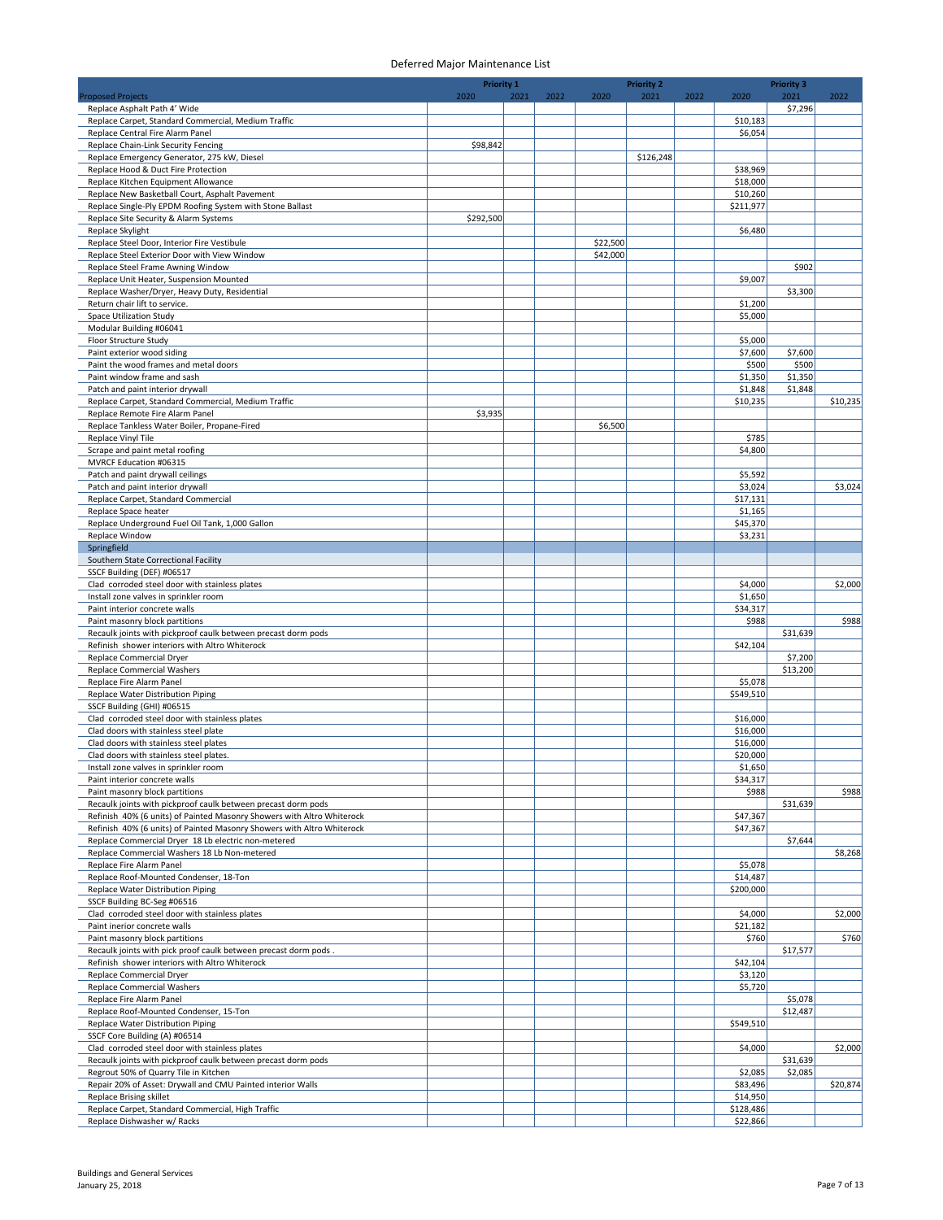# Deferred Major Maintenance List

| Proposed Projects | Priority 1 2020 | Priority 1 2021 | Priority 1 2022 | Priority 2 2020 | Priority 2 2021 | Priority 2 2022 | Priority 3 2020 | Priority 3 2021 | Priority 3 2022 |
|---|---|---|---|---|---|---|---|---|---|
| Replace Asphalt Path 4' Wide | | | | | | | | $7,296 | |
| Replace Carpet, Standard Commercial, Medium Traffic | | | | | | | $10,183 | | |
| Replace Central Fire Alarm Panel | | | | | | | $6,054 | | |
| Replace Chain-Link Security Fencing | $98,842 | | | | | | | | |
| Replace Emergency Generator, 275 kW, Diesel | | | | | $126,248 | | | | |
| Replace Hood & Duct Fire Protection | | | | | | | $38,969 | | |
| Replace Kitchen Equipment Allowance | | | | | | | $18,000 | | |
| Replace New Basketball Court, Asphalt Pavement | | | | | | | $10,260 | | |
| Replace Single-Ply EPDM Roofing System with Stone Ballast | | | | | | | $211,977 | | |
| Replace Site Security & Alarm Systems | $292,500 | | | | | | | | |
| Replace Skylight | | | | | | | $6,480 | | |
| Replace Steel Door, Interior Fire Vestibule | | | | $22,500 | | | | | |
| Replace Steel Exterior Door with View Window | | | | $42,000 | | | | | |
| Replace Steel Frame Awning Window | | | | | | | | $902 | |
| Replace Unit Heater, Suspension Mounted | | | | | | | $9,007 | | |
| Replace Washer/Dryer, Heavy Duty, Residential | | | | | | | | $3,300 | |
| Return chair lift to service. | | | | | | | $1,200 | | |
| Space Utilization Study | | | | | | | $5,000 | | |
| Modular Building #06041 | | | | | | | | | |
| Floor Structure Study | | | | | | | $5,000 | | |
| Paint exterior wood siding | | | | | | | $7,600 | $7,600 | |
| Paint the wood frames and metal doors | | | | | | | $500 | $500 | |
| Paint window frame and sash | | | | | | | $1,350 | $1,350 | |
| Patch and paint interior drywall | | | | | | | $1,848 | $1,848 | |
| Replace Carpet, Standard Commercial, Medium Traffic | | | | | | | $10,235 | | $10,235 |
| Replace Remote Fire Alarm Panel | $3,935 | | | | | | | | |
| Replace Tankless Water Boiler, Propane-Fired | | | | $6,500 | | | | | |
| Replace Vinyl Tile | | | | | | | $785 | | |
| Scrape and paint metal roofing | | | | | | | $4,800 | | |
| MVRCF Education #06315 | | | | | | | | | |
| Patch and paint drywall ceilings | | | | | | | $5,592 | | |
| Patch and paint interior drywall | | | | | | | $3,024 | | $3,024 |
| Replace Carpet, Standard Commercial | | | | | | | $17,131 | | |
| Replace Space heater | | | | | | | $1,165 | | |
| Replace Underground Fuel Oil Tank, 1,000 Gallon | | | | | | | $45,370 | | |
| Replace Window | | | | | | | $3,231 | | |
| Springfield | | | | | | | | | |
| Southern State Correctional Facility | | | | | | | | | |
| SSCF Building (DEF) #06517 | | | | | | | | | |
| Clad corroded steel door with stainless plates | | | | | | | $4,000 | | $2,000 |
| Install zone valves in sprinkler room | | | | | | | $1,650 | | |
| Paint interior concrete walls | | | | | | | $34,317 | | |
| Paint masonry block partitions | | | | | | | $988 | | $988 |
| Recaulk joints with pickproof caulk between precast dorm pods | | | | | | | | $31,639 | |
| Refinish shower interiors with Altro Whiterock | | | | | | | $42,104 | | |
| Replace Commercial Dryer | | | | | | | | $7,200 | |
| Replace Commercial Washers | | | | | | | | $13,200 | |
| Replace Fire Alarm Panel | | | | | | | $5,078 | | |
| Replace Water Distribution Piping | | | | | | | $549,510 | | |
| SSCF Building (GHI) #06515 | | | | | | | | | |
| Clad corroded steel door with stainless plates | | | | | | | $16,000 | | |
| Clad doors with stainless steel plate | | | | | | | $16,000 | | |
| Clad doors with stainless steel plates | | | | | | | $16,000 | | |
| Clad doors with stainless steel plates. | | | | | | | $20,000 | | |
| Install zone valves in sprinkler room | | | | | | | $1,650 | | |
| Paint interior concrete walls | | | | | | | $34,317 | | |
| Paint masonry block partitions | | | | | | | $988 | | $988 |
| Recaulk joints with pickproof caulk between precast dorm pods | | | | | | | | $31,639 | |
| Refinish 40% (6 units) of Painted Masonry Showers with Altro Whiterock | | | | | | | $47,367 | | |
| Refinish 40% (6 units) of Painted Masonry Showers with Altro Whiterock | | | | | | | $47,367 | | |
| Replace Commercial Dryer 18 Lb electric non-metered | | | | | | | | $7,644 | |
| Replace Commercial Washers 18 Lb Non-metered | | | | | | | | | $8,268 |
| Replace Fire Alarm Panel | | | | | | | $5,078 | | |
| Replace Roof-Mounted Condenser, 18-Ton | | | | | | | $14,487 | | |
| Replace Water Distribution Piping | | | | | | | $200,000 | | |
| SSCF Building BC-Seg #06516 | | | | | | | | | |
| Clad corroded steel door with stainless plates | | | | | | | $4,000 | | $2,000 |
| Paint inerior concrete walls | | | | | | | $21,182 | | |
| Paint masonry block partitions | | | | | | | $760 | | $760 |
| Recaulk joints with pick proof caulk between precast dorm pods . | | | | | | | | $17,577 | |
| Refinish shower interiors with Altro Whiterock | | | | | | | $42,104 | | |
| Replace Commercial Dryer | | | | | | | $3,120 | | |
| Replace Commercial Washers | | | | | | | $5,720 | | |
| Replace Fire Alarm Panel | | | | | | | | $5,078 | |
| Replace Roof-Mounted Condenser, 15-Ton | | | | | | | | $12,487 | |
| Replace Water Distribution Piping | | | | | | | $549,510 | | |
| SSCF Core Building (A) #06514 | | | | | | | | | |
| Clad corroded steel door with stainless plates | | | | | | | $4,000 | | $2,000 |
| Recaulk joints with pickproof caulk between precast dorm pods | | | | | | | | $31,639 | |
| Regrout 50% of Quarry Tile in Kitchen | | | | | | | $2,085 | $2,085 | |
| Repair 20% of Asset: Drywall and CMU Painted interior Walls | | | | | | | $83,496 | | $20,874 |
| Replace Brising skillet | | | | | | | $14,950 | | |
| Replace Carpet, Standard Commercial, High Traffic | | | | | | | $128,486 | | |
| Replace Dishwasher w/ Racks | | | | | | | $22,866 | | |

Buildings and General Services
January 25, 2018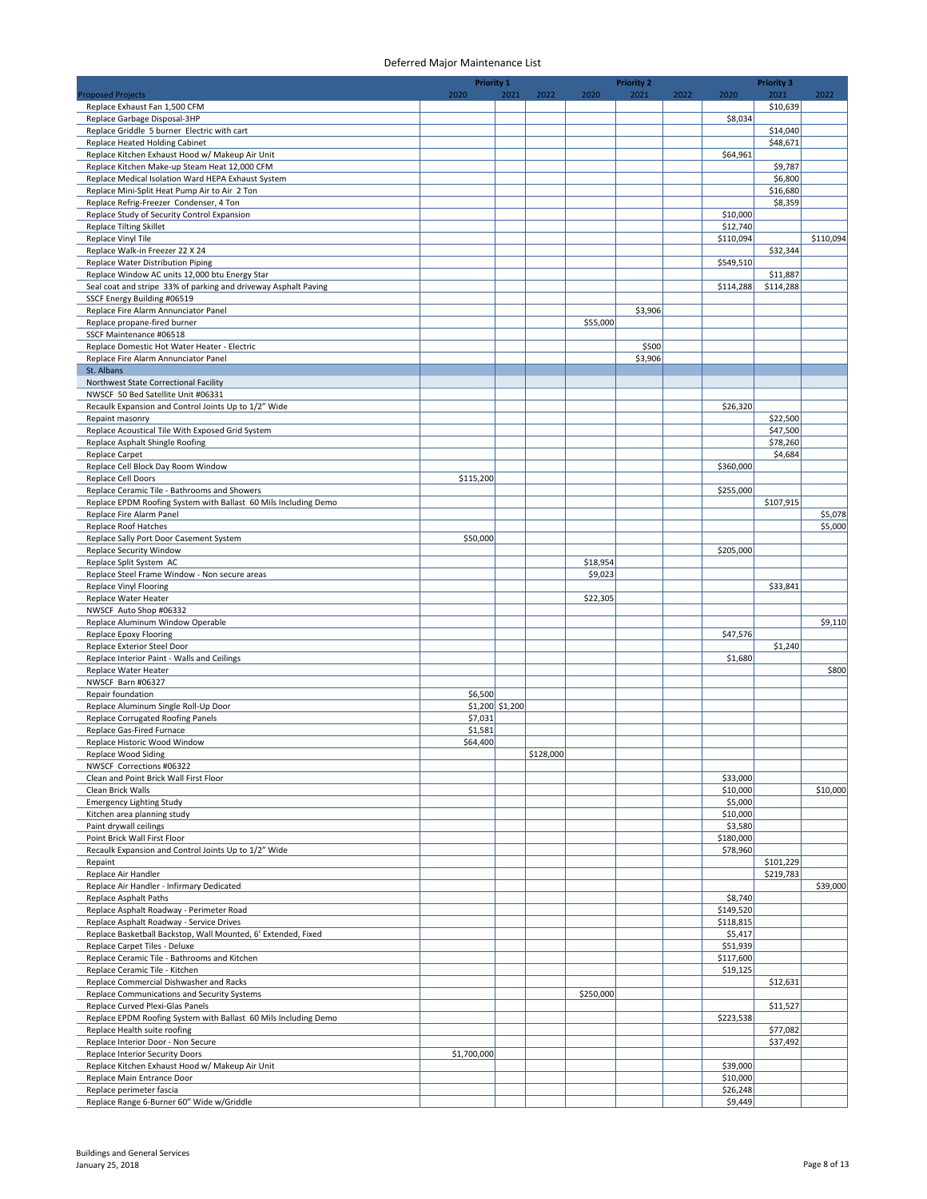# Deferred Major Maintenance List

| Proposed Projects | Priority 1 2020 | Priority 1 2021 | Priority 1 2022 | Priority 2 2020 | Priority 2 2021 | Priority 2 2022 | Priority 3 2020 | Priority 3 2021 | Priority 3 2022 |
|---|---|---|---|---|---|---|---|---|---|
| Replace Exhaust Fan 1,500 CFM | | | | | | | | $10,639 | |
| Replace Garbage Disposal-3HP | | | | | | | $8,034 | | |
| Replace Griddle 5 burner Electric with cart | | | | | | | | $14,040 | |
| Replace Heated Holding Cabinet | | | | | | | | $48,671 | |
| Replace Kitchen Exhaust Hood w/ Makeup Air Unit | | | | | | | $64,961 | | |
| Replace Kitchen Make-up Steam Heat 12,000 CFM | | | | | | | | $9,787 | |
| Replace Medical Isolation Ward HEPA Exhaust System | | | | | | | | $6,800 | |
| Replace Mini-Split Heat Pump Air to Air 2 Ton | | | | | | | | $16,680 | |
| Replace Refrig-Freezer Condenser, 4 Ton | | | | | | | | $8,359 | |
| Replace Study of Security Control Expansion | | | | | | | $10,000 | | |
| Replace Tilting Skillet | | | | | | | $12,740 | | |
| Replace Vinyl Tile | | | | | | | $110,094 | | $110,094 |
| Replace Walk-in Freezer 22 X 24 | | | | | | | | $32,344 | |
| Replace Water Distribution Piping | | | | | | | $549,510 | | |
| Replace Window AC units 12,000 btu Energy Star | | | | | | | | $11,887 | |
| Seal coat and stripe 33% of parking and driveway Asphalt Paving | | | | | | | $114,288 | $114,288 | |
| SSCF Energy Building #06519 | | | | | | | | | |
| Replace Fire Alarm Annunciator Panel | | | | | $3,906 | | | | |
| Replace propane-fired burner | | | | $55,000 | | | | | |
| SSCF Maintenance #06518 | | | | | | | | | |
| Replace Domestic Hot Water Heater - Electric | | | | | $500 | | | | |
| Replace Fire Alarm Annunciator Panel | | | | | $3,906 | | | | |
| St. Albans | | | | | | | | | |
| Northwest State Correctional Facility | | | | | | | | | |
| NWSCF 50 Bed Satellite Unit #06331 | | | | | | | | | |
| Recaulk Expansion and Control Joints Up to 1/2" Wide | | | | | | | $26,320 | | |
| Repaint masonry | | | | | | | | $22,500 | |
| Replace Acoustical Tile With Exposed Grid System | | | | | | | | $47,500 | |
| Replace Asphalt Shingle Roofing | | | | | | | | $78,260 | |
| Replace Carpet | | | | | | | | $4,684 | |
| Replace Cell Block Day Room Window | | | | | | | $360,000 | | |
| Replace Cell Doors | $115,200 | | | | | | | | |
| Replace Ceramic Tile - Bathrooms and Showers | | | | | | | $255,000 | | |
| Replace EPDM Roofing System with Ballast 60 Mils Including Demo | | | | | | | | $107,915 | |
| Replace Fire Alarm Panel | | | | | | | | | $5,078 |
| Replace Roof Hatches | | | | | | | | | $5,000 |
| Replace Sally Port Door Casement System | $50,000 | | | | | | | | |
| Replace Security Window | | | | | | | $205,000 | | |
| Replace Split System AC | | | | $18,954 | | | | | |
| Replace Steel Frame Window - Non secure areas | | | | $9,023 | | | | | |
| Replace Vinyl Flooring | | | | | | | | $33,841 | |
| Replace Water Heater | | | | $22,305 | | | | | |
| NWSCF Auto Shop #06332 | | | | | | | | | |
| Replace Aluminum Window Operable | | | | | | | | | $9,110 |
| Replace Epoxy Flooring | | | | | | | $47,576 | | |
| Replace Exterior Steel Door | | | | | | | | $1,240 | |
| Replace Interior Paint - Walls and Ceilings | | | | | | | $1,680 | | |
| Replace Water Heater | | | | | | | | | $800 |
| NWSCF Barn #06327 | | | | | | | | | |
| Repair foundation | $6,500 | | | | | | | | |
| Replace Aluminum Single Roll-Up Door | $1,200 | $1,200 | | | | | | | |
| Replace Corrugated Roofing Panels | $7,031 | | | | | | | | |
| Replace Gas-Fired Furnace | $1,581 | | | | | | | | |
| Replace Historic Wood Window | $64,400 | | | | | | | | |
| Replace Wood Siding | | | $128,000 | | | | | | |
| NWSCF Corrections #06322 | | | | | | | | | |
| Clean and Point Brick Wall First Floor | | | | | | | $33,000 | | |
| Clean Brick Walls | | | | | | | $10,000 | | $10,000 |
| Emergency Lighting Study | | | | | | | $5,000 | | |
| Kitchen area planning study | | | | | | | $10,000 | | |
| Paint drywall ceilings | | | | | | | $3,580 | | |
| Point Brick Wall First Floor | | | | | | | $180,000 | | |
| Recaulk Expansion and Control Joints Up to 1/2" Wide | | | | | | | $78,960 | | |
| Repaint | | | | | | | | $101,229 | |
| Replace Air Handler | | | | | | | | $219,783 | |
| Replace Air Handler - Infirmary Dedicated | | | | | | | | | $39,000 |
| Replace Asphalt Paths | | | | | | | $8,740 | | |
| Replace Asphalt Roadway - Perimeter Road | | | | | | | $149,520 | | |
| Replace Asphalt Roadway - Service Drives | | | | | | | $118,815 | | |
| Replace Basketball Backstop, Wall Mounted, 6' Extended, Fixed | | | | | | | $5,417 | | |
| Replace Carpet Tiles - Deluxe | | | | | | | $51,939 | | |
| Replace Ceramic Tile - Bathrooms and Kitchen | | | | | | | $117,600 | | |
| Replace Ceramic Tile - Kitchen | | | | | | | $19,125 | | |
| Replace Commercial Dishwasher and Racks | | | | | | | | $12,631 | |
| Replace Communications and Security Systems | | | | $250,000 | | | | | |
| Replace Curved Plexi-Glas Panels | | | | | | | | $11,527 | |
| Replace EPDM Roofing System with Ballast 60 Mils Including Demo | | | | | | | $223,538 | | |
| Replace Health suite roofing | | | | | | | | $77,082 | |
| Replace Interior Door - Non Secure | | | | | | | | $37,492 | |
| Replace Interior Security Doors | $1,700,000 | | | | | | | | |
| Replace Kitchen Exhaust Hood w/ Makeup Air Unit | | | | | | | $39,000 | | |
| Replace Main Entrance Door | | | | | | | $10,000 | | |
| Replace perimeter fascia | | | | | | | $26,248 | | |
| Replace Range 6-Burner 60" Wide w/Griddle | | | | | | | $9,449 | | |

Buildings and General Services
January 25, 2018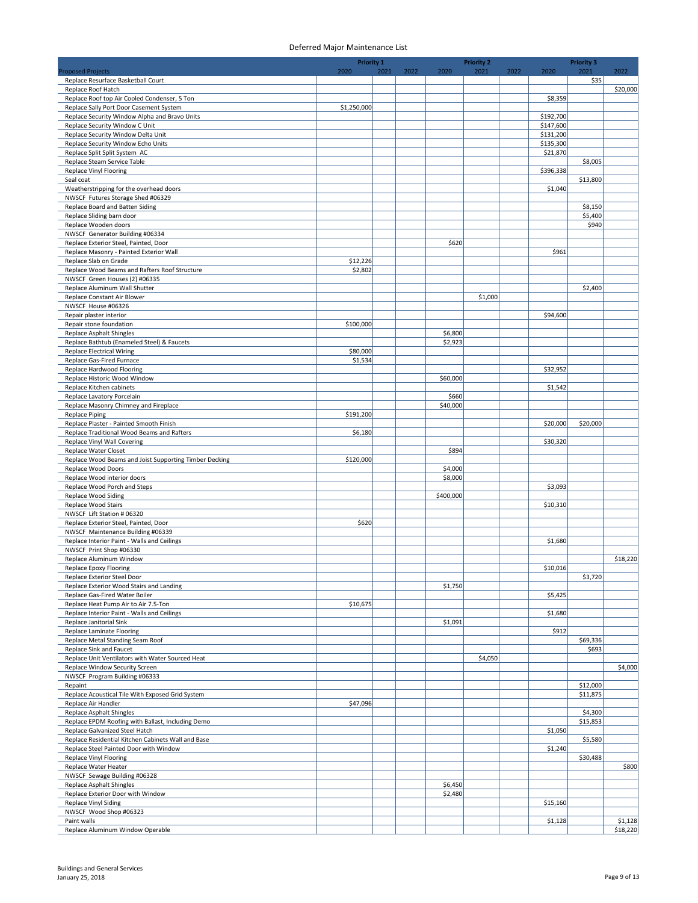# Deferred Major Maintenance List

| Proposed Projects | Priority 1 | | | Priority 2 | | | Priority 3 | | |
|---|---|---|---|---|---|---|---|---|---|
| | 2020 | 2021 | 2022 | 2020 | 2021 | 2022 | 2020 | 2021 | 2022 |
| Replace Resurface Basketball Court | | | | | | | | $35 | |
| Replace Roof Hatch | | | | | | | | | $20,000 |
| Replace Roof top Air Cooled Condenser, 5 Ton | | | | | | | $8,359 | | |
| Replace Sally Port Door Casement System | $1,250,000 | | | | | | | | |
| Replace Security Window Alpha and Bravo Units | | | | | | | $192,700 | | |
| Replace Security Window C Unit | | | | | | | $147,600 | | |
| Replace Security Window Delta Unit | | | | | | | $131,200 | | |
| Replace Security Window Echo Units | | | | | | | $135,300 | | |
| Replace Split Split System AC | | | | | | | $21,870 | | |
| Replace Steam Service Table | | | | | | | | $8,005 | |
| Replace Vinyl Flooring | | | | | | | $396,338 | | |
| Seal coat | | | | | | | | $13,800 | |
| Weatherstripping for the overhead doors | | | | | | | $1,040 | | |
| NWSCF Futures Storage Shed #06329 | | | | | | | | | |
| Replace Board and Batten Siding | | | | | | | | $8,150 | |
| Replace Sliding barn door | | | | | | | | $5,400 | |
| Replace Wooden doors | | | | | | | | $940 | |
| NWSCF Generator Building #06334 | | | | | | | | | |
| Replace Exterior Steel, Painted, Door | | | | $620 | | | | | |
| Replace Masonry - Painted Exterior Wall | | | | | | | $961 | | |
| Replace Slab on Grade | $12,226 | | | | | | | | |
| Replace Wood Beams and Rafters Roof Structure | $2,802 | | | | | | | | |
| NWSCF Green Houses (2) #06335 | | | | | | | | | |
| Replace Aluminum Wall Shutter | | | | | | | | $2,400 | |
| Replace Constant Air Blower | | | | | $1,000 | | | | |
| NWSCF House #06326 | | | | | | | | | |
| Repair plaster interior | | | | | | | $94,600 | | |
| Repair stone foundation | $100,000 | | | | | | | | |
| Replace Asphalt Shingles | | | | $6,800 | | | | | |
| Replace Bathtub (Enameled Steel) & Faucets | | | | $2,923 | | | | | |
| Replace Electrical Wiring | $80,000 | | | | | | | | |
| Replace Gas-Fired Furnace | $1,534 | | | | | | | | |
| Replace Hardwood Flooring | | | | | | | $32,952 | | |
| Replace Historic Wood Window | | | | $60,000 | | | | | |
| Replace Kitchen cabinets | | | | | | | $1,542 | | |
| Replace Lavatory Porcelain | | | | $660 | | | | | |
| Replace Masonry Chimney and Fireplace | | | | $40,000 | | | | | |
| Replace Piping | $191,200 | | | | | | | | |
| Replace Plaster - Painted Smooth Finish | | | | | | | $20,000 | $20,000 | |
| Replace Traditional Wood Beams and Rafters | $6,180 | | | | | | | | |
| Replace Vinyl Wall Covering | | | | | | | $30,320 | | |
| Replace Water Closet | | | | $894 | | | | | |
| Replace Wood Beams and Joist Supporting Timber Decking | $120,000 | | | | | | | | |
| Replace Wood Doors | | | | $4,000 | | | | | |
| Replace Wood interior doors | | | | $8,000 | | | | | |
| Replace Wood Porch and Steps | | | | | | | $3,093 | | |
| Replace Wood Siding | | | | $400,000 | | | | | |
| Replace Wood Stairs | | | | | | | $10,310 | | |
| NWSCF Lift Station # 06320 | | | | | | | | | |
| Replace Exterior Steel, Painted, Door | $620 | | | | | | | | |
| NWSCF Maintenance Building #06339 | | | | | | | | | |
| Replace Interior Paint - Walls and Ceilings | | | | | | | $1,680 | | |
| NWSCF Print Shop #06330 | | | | | | | | | |
| Replace Aluminum Window | | | | | | | | | $18,220 |
| Replace Epoxy Flooring | | | | | | | $10,016 | | |
| Replace Exterior Steel Door | | | | | | | | $3,720 | |
| Replace Exterior Wood Stairs and Landing | | | | $1,750 | | | | | |
| Replace Gas-Fired Water Boiler | | | | | | | $5,425 | | |
| Replace Heat Pump Air to Air 7.5-Ton | $10,675 | | | | | | | | |
| Replace Interior Paint - Walls and Ceilings | | | | | | | $1,680 | | |
| Replace Janitorial Sink | | | | $1,091 | | | | | |
| Replace Laminate Flooring | | | | | | | $912 | | |
| Replace Metal Standing Seam Roof | | | | | | | | $69,336 | |
| Replace Sink and Faucet | | | | | | | | $693 | |
| Replace Unit Ventilators with Water Sourced Heat | | | | | $4,050 | | | | |
| Replace Window Security Screen | | | | | | | | | $4,000 |
| NWSCF Program Building #06333 | | | | | | | | | |
| Repaint | | | | | | | | $12,000 | |
| Replace Acoustical Tile With Exposed Grid System | | | | | | | | $11,875 | |
| Replace Air Handler | $47,096 | | | | | | | | |
| Replace Asphalt Shingles | | | | | | | | $4,300 | |
| Replace EPDM Roofing with Ballast, Including Demo | | | | | | | | $15,853 | |
| Replace Galvanized Steel Hatch | | | | | | | $1,050 | | |
| Replace Residential Kitchen Cabinets Wall and Base | | | | | | | | $5,580 | |
| Replace Steel Painted Door with Window | | | | | | | $1,240 | | |
| Replace Vinyl Flooring | | | | | | | | $30,488 | |
| Replace Water Heater | | | | | | | | | $800 |
| NWSCF Sewage Building #06328 | | | | | | | | | |
| Replace Asphalt Shingles | | | | $6,450 | | | | | |
| Replace Exterior Door with Window | | | | $2,480 | | | | | |
| Replace Vinyl Siding | | | | | | | $15,160 | | |
| NWSCF Wood Shop #06323 | | | | | | | | | |
| Paint walls | | | | | | | $1,128 | | $1,128 |
| Replace Aluminum Window Operable | | | | | | | | | $18,220 |

Buildings and General Services
January 25, 2018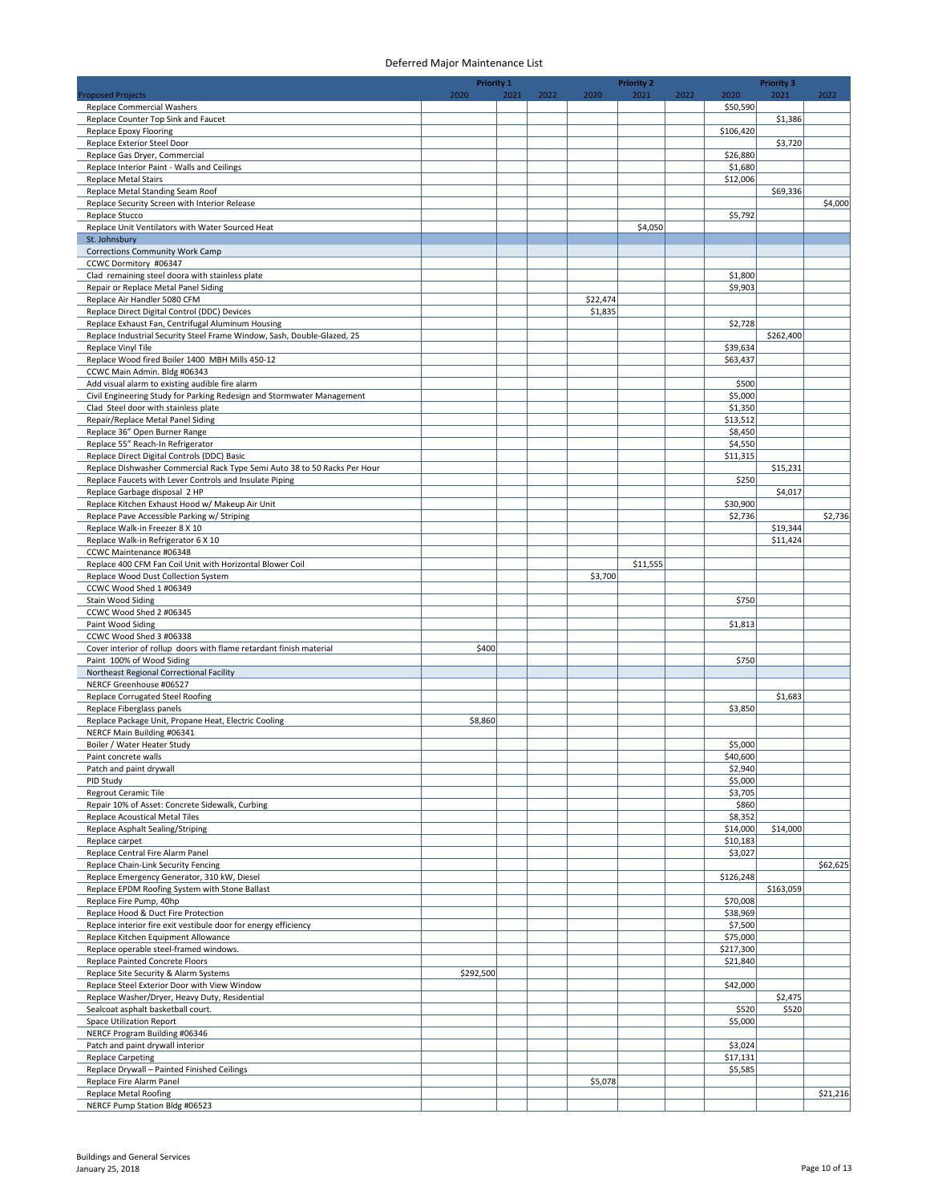# Deferred Major Maintenance List

| Proposed Projects | Priority 1 2020 | Priority 1 2021 | Priority 1 2022 | Priority 2 2020 | Priority 2 2021 | Priority 2 2022 | Priority 3 2020 | Priority 3 2021 | Priority 3 2022 |
|---|---|---|---|---|---|---|---|---|---|
| Replace Commercial Washers | | | | | | | $50,590 | | |
| Replace Counter Top Sink and Faucet | | | | | | | | $1,386 | |
| Replace Epoxy Flooring | | | | | | | $106,420 | | |
| Replace Exterior Steel Door | | | | | | | | $3,720 | |
| Replace Gas Dryer, Commercial | | | | | | | $26,880 | | |
| Replace Interior Paint - Walls and Ceilings | | | | | | | $1,680 | | |
| Replace Metal Stairs | | | | | | | $12,006 | | |
| Replace Metal Standing Seam Roof | | | | | | | | $69,336 | |
| Replace Security Screen with Interior Release | | | | | | | | | $4,000 |
| Replace Stucco | | | | | | | $5,792 | | |
| Replace Unit Ventilators with Water Sourced Heat | | | | | $4,050 | | | | |
| St. Johnsbury | | | | | | | | | |
| Corrections Community Work Camp | | | | | | | | | |
| CCWC Dormitory #06347 | | | | | | | | | |
| Clad remaining steel doora with stainless plate | | | | | | | $1,800 | | |
| Repair or Replace Metal Panel Siding | | | | | | | $9,903 | | |
| Replace Air Handler 5080 CFM | | | | $22,474 | | | | | |
| Replace Direct Digital Control (DDC) Devices | | | | $1,835 | | | | | |
| Replace Exhaust Fan, Centrifugal Aluminum Housing | | | | | | | $2,728 | | |
| Replace Industrial Security Steel Frame Window, Sash, Double-Glazed, 25 | | | | | | | | $262,400 | |
| Replace Vinyl Tile | | | | | | | $39,634 | | |
| Replace Wood fired Boiler 1400 MBH Mills 450-12 | | | | | | | $63,437 | | |
| CCWC Main Admin. Bldg #06343 | | | | | | | | | |
| Add visual alarm to existing audible fire alarm | | | | | | | $500 | | |
| Civil Engineering Study for Parking Redesign and Stormwater Management | | | | | | | $5,000 | | |
| Clad Steel door with stainless plate | | | | | | | $1,350 | | |
| Repair/Replace Metal Panel Siding | | | | | | | $13,512 | | |
| Replace 36" Open Burner Range | | | | | | | $8,450 | | |
| Replace 55" Reach-In Refrigerator | | | | | | | $4,550 | | |
| Replace Direct Digital Controls (DDC) Basic | | | | | | | $11,315 | | |
| Replace Dishwasher Commercial Rack Type Semi Auto 38 to 50 Racks Per Hour | | | | | | | | $15,231 | |
| Replace Faucets with Lever Controls and Insulate Piping | | | | | | | $250 | | |
| Replace Garbage disposal 2 HP | | | | | | | | $4,017 | |
| Replace Kitchen Exhaust Hood w/ Makeup Air Unit | | | | | | | $30,900 | | |
| Replace Pave Accessible Parking w/ Striping | | | | | | | $2,736 | | $2,736 |
| Replace Walk-in Freezer 8 X 10 | | | | | | | | $19,344 | |
| Replace Walk-in Refrigerator 6 X 10 | | | | | | | | $11,424 | |
| CCWC Maintenance #06348 | | | | | | | | | |
| Replace 400 CFM Fan Coil Unit with Horizontal Blower Coil | | | | | $11,555 | | | | |
| Replace Wood Dust Collection System | | | | $3,700 | | | | | |
| CCWC Wood Shed 1 #06349 | | | | | | | | | |
| Stain Wood Siding | | | | | | | $750 | | |
| CCWC Wood Shed 2 #06345 | | | | | | | | | |
| Paint Wood Siding | | | | | | | $1,813 | | |
| CCWC Wood Shed 3 #06338 | | | | | | | | | |
| Cover interior of rollup doors with flame retardant finish material | $400 | | | | | | | | |
| Paint 100% of Wood Siding | | | | | | | $750 | | |
| Northeast Regional Correctional Facility | | | | | | | | | |
| NERCF Greenhouse #06527 | | | | | | | | | |
| Replace Corrugated Steel Roofing | | | | | | | | $1,683 | |
| Replace Fiberglass panels | | | | | | | $3,850 | | |
| Replace Package Unit, Propane Heat, Electric Cooling | $8,860 | | | | | | | | |
| NERCF Main Building #06341 | | | | | | | | | |
| Boiler / Water Heater Study | | | | | | | $5,000 | | |
| Paint concrete walls | | | | | | | $40,600 | | |
| Patch and paint drywall | | | | | | | $2,940 | | |
| PID Study | | | | | | | $5,000 | | |
| Regrout Ceramic Tile | | | | | | | $3,705 | | |
| Repair 10% of Asset: Concrete Sidewalk, Curbing | | | | | | | $860 | | |
| Replace Acoustical Metal Tiles | | | | | | | $8,352 | | |
| Replace Asphalt Sealing/Striping | | | | | | | $14,000 | $14,000 | |
| Replace carpet | | | | | | | $10,183 | | |
| Replace Central Fire Alarm Panel | | | | | | | $3,027 | | |
| Replace Chain-Link Security Fencing | | | | | | | | | $62,625 |
| Replace Emergency Generator, 310 kW, Diesel | | | | | | | $126,248 | | |
| Replace EPDM Roofing System with Stone Ballast | | | | | | | | $163,059 | |
| Replace Fire Pump, 40hp | | | | | | | $70,008 | | |
| Replace Hood & Duct Fire Protection | | | | | | | $38,969 | | |
| Replace interior fire exit vestibule door for energy efficiency | | | | | | | $7,500 | | |
| Replace Kitchen Equipment Allowance | | | | | | | $75,000 | | |
| Replace operable steel-framed windows. | | | | | | | $217,300 | | |
| Replace Painted Concrete Floors | | | | | | | $21,840 | | |
| Replace Site Security & Alarm Systems | $292,500 | | | | | | | | |
| Replace Steel Exterior Door with View Window | | | | | | | $42,000 | | |
| Replace Washer/Dryer, Heavy Duty, Residential | | | | | | | | $2,475 | |
| Sealcoat asphalt basketball court. | | | | | | | $520 | $520 | |
| Space Utilization Report | | | | | | | $5,000 | | |
| NERCF Program Building #06346 | | | | | | | | | |
| Patch and paint drywall interior | | | | | | | $3,024 | | |
| Replace Carpeting | | | | | | | $17,131 | | |
| Replace Drywall – Painted Finished Ceilings | | | | | | | $5,585 | | |
| Replace Fire Alarm Panel | | | | $5,078 | | | | | |
| Replace Metal Roofing | | | | | | | | | $21,216 |
| NERCF Pump Station Bldg #06523 | | | | | | | | | |

Buildings and General Services
January 25, 2018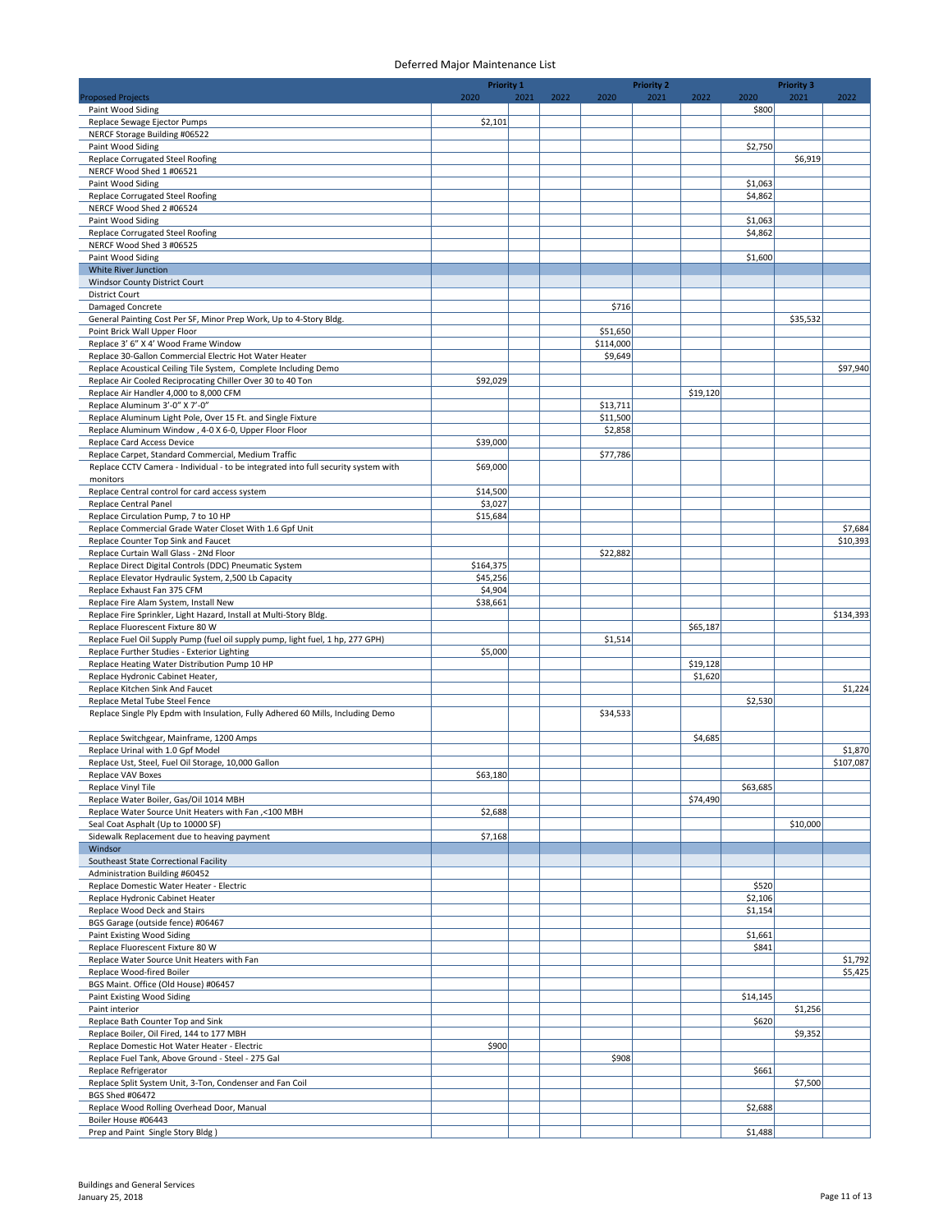# Deferred Major Maintenance List

| Proposed Projects | Priority 1 2020 | Priority 1 2021 | Priority 1 2022 | Priority 2 2020 | Priority 2 2021 | Priority 2 2022 | Priority 3 2020 | Priority 3 2021 | Priority 3 2022 |
|---|---|---|---|---|---|---|---|---|---|
| Paint Wood Siding | | | | | | | $800 | | |
| Replace Sewage Ejector Pumps | $2,101 | | | | | | | | |
| NERCF Storage Building #06522 | | | | | | | | | |
| Paint Wood Siding | | | | | | | $2,750 | | |
| Replace Corrugated Steel Roofing | | | | | | | | $6,919 | |
| NERCF Wood Shed 1 #06521 | | | | | | | | | |
| Paint Wood Siding | | | | | | | $1,063 | | |
| Replace Corrugated Steel Roofing | | | | | | | $4,862 | | |
| NERCF Wood Shed 2 #06524 | | | | | | | | | |
| Paint Wood Siding | | | | | | | $1,063 | | |
| Replace Corrugated Steel Roofing | | | | | | | $4,862 | | |
| NERCF Wood Shed 3 #06525 | | | | | | | | | |
| Paint Wood Siding | | | | | | | $1,600 | | |
| White River Junction | | | | | | | | | |
| Windsor County District Court | | | | | | | | | |
| District Court | | | | | | | | | |
| Damaged Concrete | | | | $716 | | | | | |
| General Painting Cost Per SF, Minor Prep Work, Up to 4-Story Bldg. | | | | | | | | $35,532 | |
| Point Brick Wall Upper Floor | | | | $51,650 | | | | | |
| Replace 3' 6" X 4' Wood Frame Window | | | | $114,000 | | | | | |
| Replace 30-Gallon Commercial Electric Hot Water Heater | | | | $9,649 | | | | | |
| Replace Acoustical Ceiling Tile System, Complete Including Demo | | | | | | | | | $97,940 |
| Replace Air Cooled Reciprocating Chiller Over 30 to 40 Ton | $92,029 | | | | | | | | |
| Replace Air Handler 4,000 to 8,000 CFM | | | | | | $19,120 | | | |
| Replace Aluminum 3'-0" X 7'-0" | | | | $13,711 | | | | | |
| Replace Aluminum Light Pole, Over 15 Ft. and Single Fixture | | | | $11,500 | | | | | |
| Replace Aluminum Window , 4-0 X 6-0, Upper Floor Floor | | | | $2,858 | | | | | |
| Replace Card Access Device | $39,000 | | | | | | | | |
| Replace Carpet, Standard Commercial, Medium Traffic | | | | $77,786 | | | | | |
| Replace CCTV Camera - Individual - to be integrated into full security system with monitors | $69,000 | | | | | | | | |
| Replace Central control for card access system | $14,500 | | | | | | | | |
| Replace Central Panel | $3,027 | | | | | | | | |
| Replace Circulation Pump, 7 to 10 HP | $15,684 | | | | | | | | |
| Replace Commercial Grade Water Closet With 1.6 Gpf Unit | | | | | | | | | $7,684 |
| Replace Counter Top Sink and Faucet | | | | | | | | | $10,393 |
| Replace Curtain Wall Glass - 2Nd Floor | | | | $22,882 | | | | | |
| Replace Direct Digital Controls (DDC) Pneumatic System | $164,375 | | | | | | | | |
| Replace Elevator Hydraulic System, 2,500 Lb Capacity | $45,256 | | | | | | | | |
| Replace Exhaust Fan 375 CFM | $4,904 | | | | | | | | |
| Replace Fire Alam System, Install New | $38,661 | | | | | | | | |
| Replace Fire Sprinkler, Light Hazard, Install at Multi-Story Bldg. | | | | | | | | | $134,393 |
| Replace Fluorescent Fixture 80 W | | | | | | $65,187 | | | |
| Replace Fuel Oil Supply Pump (fuel oil supply pump, light fuel, 1 hp, 277 GPH) | | | | $1,514 | | | | | |
| Replace Further Studies - Exterior Lighting | $5,000 | | | | | | | | |
| Replace Heating Water Distribution Pump 10 HP | | | | | | $19,128 | | | |
| Replace Hydronic Cabinet Heater, | | | | | | $1,620 | | | |
| Replace Kitchen Sink And Faucet | | | | | | | | | $1,224 |
| Replace Metal Tube Steel Fence | | | | | | | $2,530 | | |
| Replace Single Ply Epdm with Insulation, Fully Adhered 60 Mills, Including Demo | | | | $34,533 | | | | | |
| Replace Switchgear, Mainframe, 1200 Amps | | | | | | $4,685 | | | |
| Replace Urinal with 1.0 Gpf Model | | | | | | | | | $1,870 |
| Replace Ust, Steel, Fuel Oil Storage, 10,000 Gallon | | | | | | | | | $107,087 |
| Replace VAV Boxes | $63,180 | | | | | | | | |
| Replace Vinyl Tile | | | | | | | $63,685 | | |
| Replace Water Boiler, Gas/Oil 1014 MBH | | | | | | $74,490 | | | |
| Replace Water Source Unit Heaters with Fan ,<100 MBH | $2,688 | | | | | | | | |
| Seal Coat Asphalt (Up to 10000 SF) | | | | | | | | $10,000 | |
| Sidewalk Replacement due to heaving payment | $7,168 | | | | | | | | |
| Windsor | | | | | | | | | |
| Southeast State Correctional Facility | | | | | | | | | |
| Administration Building #60452 | | | | | | | | | |
| Replace Domestic Water Heater - Electric | | | | | | | $520 | | |
| Replace Hydronic Cabinet Heater | | | | | | | $2,106 | | |
| Replace Wood Deck and Stairs | | | | | | | $1,154 | | |
| BGS Garage (outside fence) #06467 | | | | | | | | | |
| Paint Existing Wood Siding | | | | | | | $1,661 | | |
| Replace Fluorescent Fixture 80 W | | | | | | | $841 | | |
| Replace Water Source Unit Heaters with Fan | | | | | | | | | $1,792 |
| Replace Wood-fired Boiler | | | | | | | | | $5,425 |
| BGS Maint. Office (Old House) #06457 | | | | | | | | | |
| Paint Existing Wood Siding | | | | | | | $14,145 | | |
| Paint interior | | | | | | | | $1,256 | |
| Replace Bath Counter Top and Sink | | | | | | | $620 | | |
| Replace Boiler, Oil Fired, 144 to 177 MBH | | | | | | | | $9,352 | |
| Replace Domestic Hot Water Heater - Electric | $900 | | | | | | | | |
| Replace Fuel Tank, Above Ground - Steel - 275 Gal | | | | $908 | | | | | |
| Replace Refrigerator | | | | | | | $661 | | |
| Replace Split System Unit, 3-Ton, Condenser and Fan Coil | | | | | | | | $7,500 | |
| BGS Shed #06472 | | | | | | | | | |
| Replace Wood Rolling Overhead Door, Manual | | | | | | | $2,688 | | |
| Boiler House #06443 | | | | | | | | | |
| Prep and Paint Single Story Bldg ) | | | | | | | $1,488 | | |

Buildings and General Services
January 25, 2018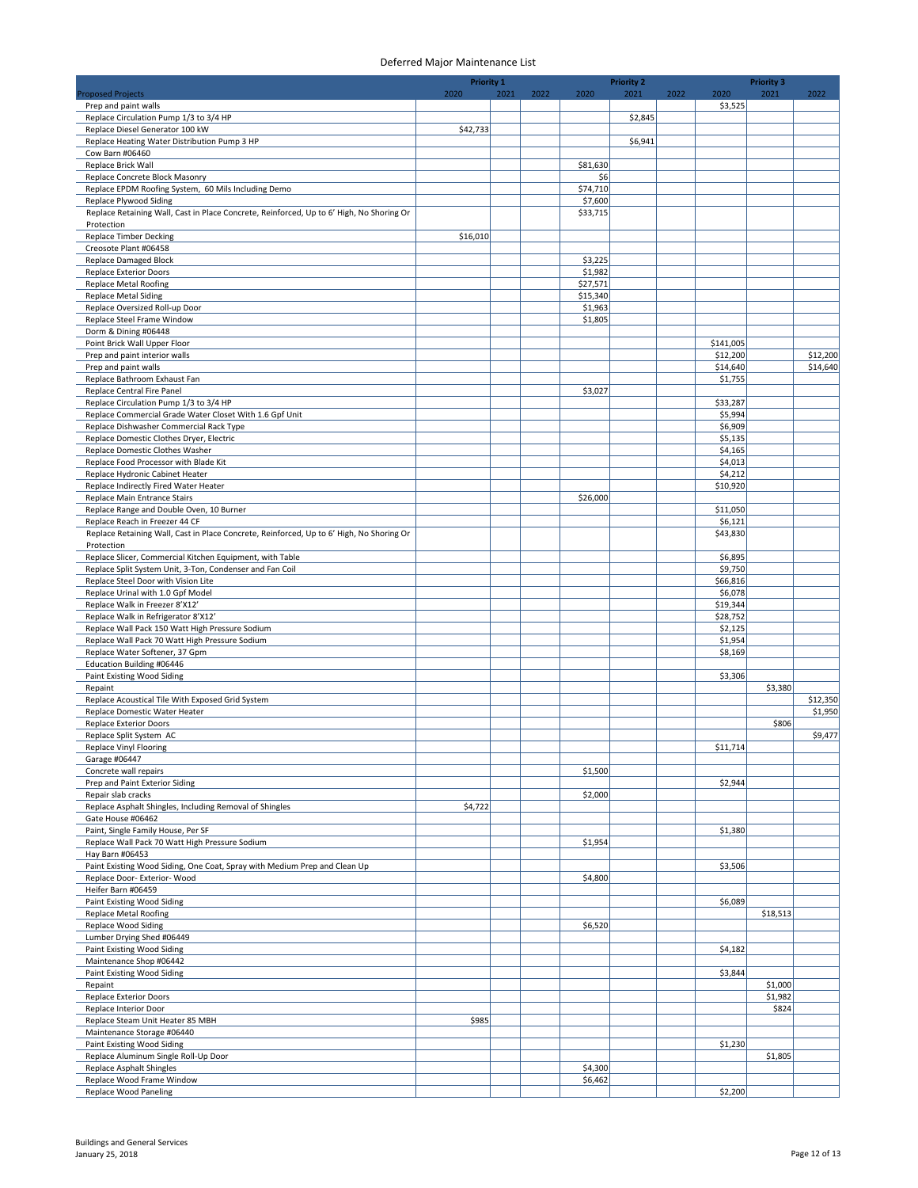# Deferred Major Maintenance List

| Proposed Projects | Priority 1 2020 | Priority 1 2021 | Priority 1 2022 | Priority 2 2020 | Priority 2 2021 | Priority 2 2022 | Priority 3 2020 | Priority 3 2021 | Priority 3 2022 |
|---|---|---|---|---|---|---|---|---|---|
| Prep and paint walls | | | | | | | $3,525 | | |
| Replace Circulation Pump 1/3 to 3/4 HP | | | | | $2,845 | | | | |
| Replace Diesel Generator 100 kW | $42,733 | | | | | | | | |
| Replace Heating Water Distribution Pump 3 HP | | | | | $6,941 | | | | |
| Cow Barn #06460 | | | | | | | | | |
| Replace Brick Wall | | | | $81,630 | | | | | |
| Replace Concrete Block Masonry | | | | $6 | | | | | |
| Replace EPDM Roofing System, 60 Mils Including Demo | | | | $74,710 | | | | | |
| Replace Plywood Siding | | | | $7,600 | | | | | |
| Replace Retaining Wall, Cast in Place Concrete, Reinforced, Up to 6' High, No Shoring Or Protection | | | | $33,715 | | | | | |
| Replace Timber Decking | $16,010 | | | | | | | | |
| Creosote Plant #06458 | | | | | | | | | |
| Replace Damaged Block | | | | $3,225 | | | | | |
| Replace Exterior Doors | | | | $1,982 | | | | | |
| Replace Metal Roofing | | | | $27,571 | | | | | |
| Replace Metal Siding | | | | $15,340 | | | | | |
| Replace Oversized Roll-up Door | | | | $1,963 | | | | | |
| Replace Steel Frame Window | | | | $1,805 | | | | | |
| Dorm & Dining #06448 | | | | | | | | | |
| Point Brick Wall Upper Floor | | | | | | | $141,005 | | |
| Prep and paint interior walls | | | | | | | $12,200 | | $12,200 |
| Prep and paint walls | | | | | | | $14,640 | | $14,640 |
| Replace Bathroom Exhaust Fan | | | | | | | $1,755 | | |
| Replace Central Fire Panel | | | | $3,027 | | | | | |
| Replace Circulation Pump 1/3 to 3/4 HP | | | | | | | $33,287 | | |
| Replace Commercial Grade Water Closet With 1.6 Gpf Unit | | | | | | | $5,994 | | |
| Replace Dishwasher Commercial Rack Type | | | | | | | $6,909 | | |
| Replace Domestic Clothes Dryer, Electric | | | | | | | $5,135 | | |
| Replace Domestic Clothes Washer | | | | | | | $4,165 | | |
| Replace Food Processor with Blade Kit | | | | | | | $4,013 | | |
| Replace Hydronic Cabinet Heater | | | | | | | $4,212 | | |
| Replace Indirectly Fired Water Heater | | | | | | | $10,920 | | |
| Replace Main Entrance Stairs | | | | $26,000 | | | | | |
| Replace Range and Double Oven, 10 Burner | | | | | | | $11,050 | | |
| Replace Reach in Freezer 44 CF | | | | | | | $6,121 | | |
| Replace Retaining Wall, Cast in Place Concrete, Reinforced, Up to 6' High, No Shoring Or Protection | | | | | | | $43,830 | | |
| Replace Slicer, Commercial Kitchen Equipment, with Table | | | | | | | $6,895 | | |
| Replace Split System Unit, 3-Ton, Condenser and Fan Coil | | | | | | | $9,750 | | |
| Replace Steel Door with Vision Lite | | | | | | | $66,816 | | |
| Replace Urinal with 1.0 Gpf Model | | | | | | | $6,078 | | |
| Replace Walk in Freezer 8'X12' | | | | | | | $19,344 | | |
| Replace Walk in Refrigerator 8'X12' | | | | | | | $28,752 | | |
| Replace Wall Pack 150 Watt High Pressure Sodium | | | | | | | $2,125 | | |
| Replace Wall Pack 70 Watt High Pressure Sodium | | | | | | | $1,954 | | |
| Replace Water Softener, 37 Gpm | | | | | | | $8,169 | | |
| Education Building #06446 | | | | | | | | | |
| Paint Existing Wood Siding | | | | | | | $3,306 | | |
| Repaint | | | | | | | | $3,380 | |
| Replace Acoustical Tile With Exposed Grid System | | | | | | | | | $12,350 |
| Replace Domestic Water Heater | | | | | | | | | $1,950 |
| Replace Exterior Doors | | | | | | | | $806 | |
| Replace Split System AC | | | | | | | | | $9,477 |
| Replace Vinyl Flooring | | | | | | | $11,714 | | |
| Garage #06447 | | | | | | | | | |
| Concrete wall repairs | | | | $1,500 | | | | | |
| Prep and Paint Exterior Siding | | | | | | | $2,944 | | |
| Repair slab cracks | | | | $2,000 | | | | | |
| Replace Asphalt Shingles, Including Removal of Shingles | $4,722 | | | | | | | | |
| Gate House #06462 | | | | | | | | | |
| Paint, Single Family House, Per SF | | | | | | | $1,380 | | |
| Replace Wall Pack 70 Watt High Pressure Sodium | | | | $1,954 | | | | | |
| Hay Barn #06453 | | | | | | | | | |
| Paint Existing Wood Siding, One Coat, Spray with Medium Prep and Clean Up | | | | | | | $3,506 | | |
| Replace Door- Exterior- Wood | | | | $4,800 | | | | | |
| Heifer Barn #06459 | | | | | | | | | |
| Paint Existing Wood Siding | | | | | | | $6,089 | | |
| Replace Metal Roofing | | | | | | | | $18,513 | |
| Replace Wood Siding | | | | $6,520 | | | | | |
| Lumber Drying Shed #06449 | | | | | | | | | |
| Paint Existing Wood Siding | | | | | | | $4,182 | | |
| Maintenance Shop #06442 | | | | | | | | | |
| Paint Existing Wood Siding | | | | | | | $3,844 | | |
| Repaint | | | | | | | | $1,000 | |
| Replace Exterior Doors | | | | | | | | $1,982 | |
| Replace Interior Door | | | | | | | | $824 | |
| Replace Steam Unit Heater 85 MBH | $985 | | | | | | | | |
| Maintenance Storage #06440 | | | | | | | | | |
| Paint Existing Wood Siding | | | | | | | $1,230 | | |
| Replace Aluminum Single Roll-Up Door | | | | | | | | $1,805 | |
| Replace Asphalt Shingles | | | | $4,300 | | | | | |
| Replace Wood Frame Window | | | | $6,462 | | | | | |
| Replace Wood Paneling | | | | | | | $2,200 | | |

Buildings and General Services
January 25, 2018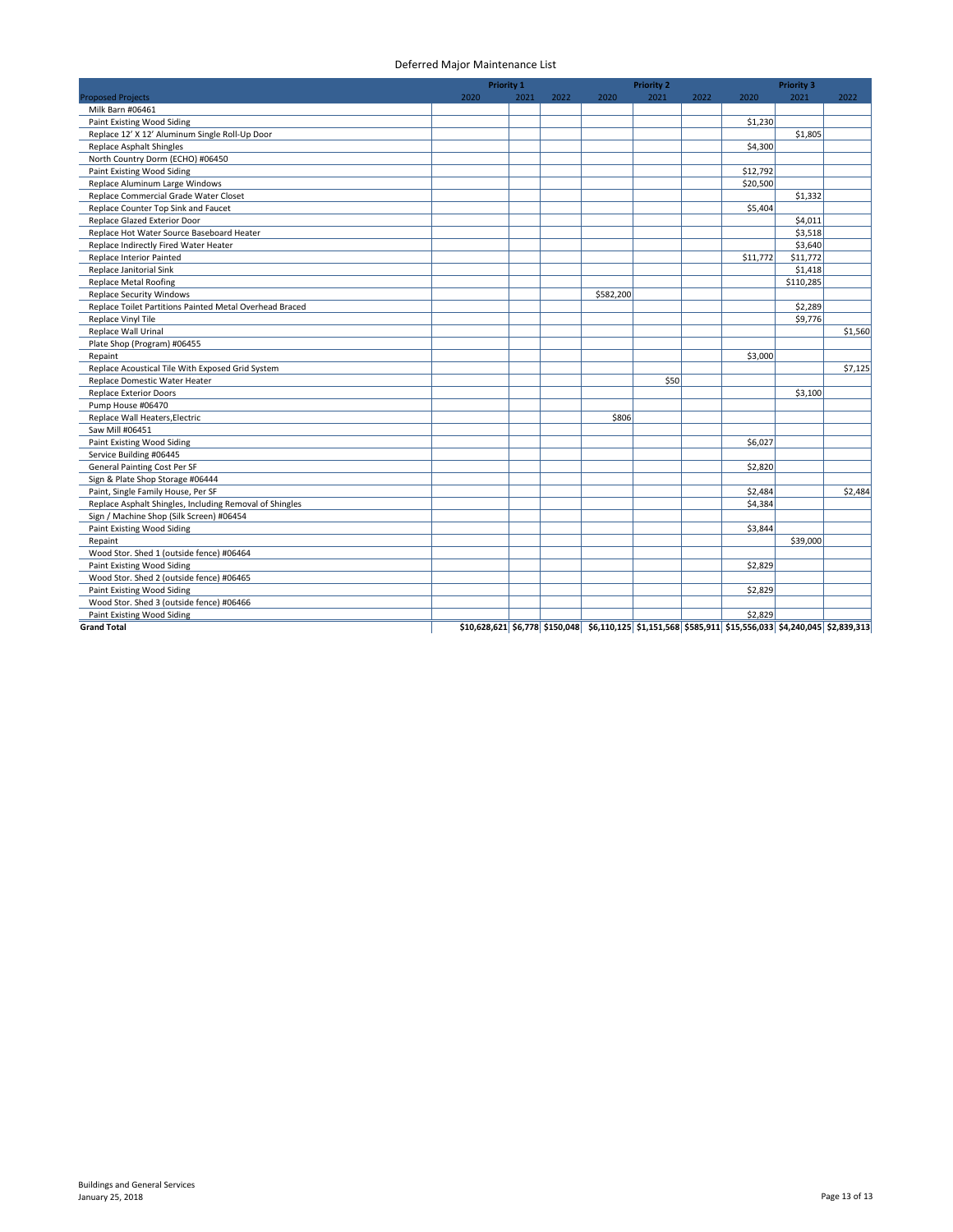# Deferred Major Maintenance List

| Proposed Projects | Priority 1 2020 | Priority 1 2021 | Priority 1 2022 | Priority 2 2020 | Priority 2 2021 | Priority 2 2022 | Priority 3 2020 | Priority 3 2021 | Priority 3 2022 |
|---|---|---|---|---|---|---|---|---|---|
| Milk Barn #06461 | | | | | | | | | |
| Paint Existing Wood Siding | | | | | | | $1,230 | | |
| Replace 12' X 12' Aluminum Single Roll-Up Door | | | | | | | | $1,805 | |
| Replace Asphalt Shingles | | | | | | | $4,300 | | |
| North Country Dorm (ECHO) #06450 | | | | | | | | | |
| Paint Existing Wood Siding | | | | | | | $12,792 | | |
| Replace Aluminum Large Windows | | | | | | | $20,500 | | |
| Replace Commercial Grade Water Closet | | | | | | | | $1,332 | |
| Replace Counter Top Sink and Faucet | | | | | | | $5,404 | | |
| Replace Glazed Exterior Door | | | | | | | | $4,011 | |
| Replace Hot Water Source Baseboard Heater | | | | | | | | $3,518 | |
| Replace Indirectly Fired Water Heater | | | | | | | | $3,640 | |
| Replace Interior Painted | | | | | | | $11,772 | $11,772 | |
| Replace Janitorial Sink | | | | | | | | $1,418 | |
| Replace Metal Roofing | | | | | | | | $110,285 | |
| Replace Security Windows | | | | $582,200 | | | | | |
| Replace Toilet Partitions Painted Metal Overhead Braced | | | | | | | | $2,289 | |
| Replace Vinyl Tile | | | | | | | | $9,776 | |
| Replace Wall Urinal | | | | | | | | | $1,560 |
| Plate Shop (Program) #06455 | | | | | | | | | |
| Repaint | | | | | | | $3,000 | | |
| Replace Acoustical Tile With Exposed Grid System | | | | | | | | | $7,125 |
| Replace Domestic Water Heater | | | | | $50 | | | | |
| Replace Exterior Doors | | | | | | | | $3,100 | |
| Pump House #06470 | | | | | | | | | |
| Replace Wall Heaters,Electric | | | | $806 | | | | | |
| Saw Mill #06451 | | | | | | | | | |
| Paint Existing Wood Siding | | | | | | | $6,027 | | |
| Service Building #06445 | | | | | | | | | |
| General Painting Cost Per SF | | | | | | | $2,820 | | |
| Sign & Plate Shop Storage #06444 | | | | | | | | | |
| Paint, Single Family House, Per SF | | | | | | | $2,484 | | $2,484 |
| Replace Asphalt Shingles, Including Removal of Shingles | | | | | | | $4,384 | | |
| Sign / Machine Shop (Silk Screen) #06454 | | | | | | | | | |
| Paint Existing Wood Siding | | | | | | | $3,844 | | |
| Repaint | | | | | | | | $39,000 | |
| Wood Stor. Shed 1 (outside fence) #06464 | | | | | | | | | |
| Paint Existing Wood Siding | | | | | | | $2,829 | | |
| Wood Stor. Shed 2 (outside fence) #06465 | | | | | | | | | |
| Paint Existing Wood Siding | | | | | | | $2,829 | | |
| Wood Stor. Shed 3 (outside fence) #06466 | | | | | | | | | |
| Paint Existing Wood Siding | | | | | | | $2,829 | | |
| **Grand Total** | **$10,628,621** | **$6,778** | **$150,048** | **$6,110,125** | **$1,151,568** | **$585,911** | **$15,556,033** | **$4,240,045** | **$2,839,313** |

Buildings and General Services
January 25, 2018